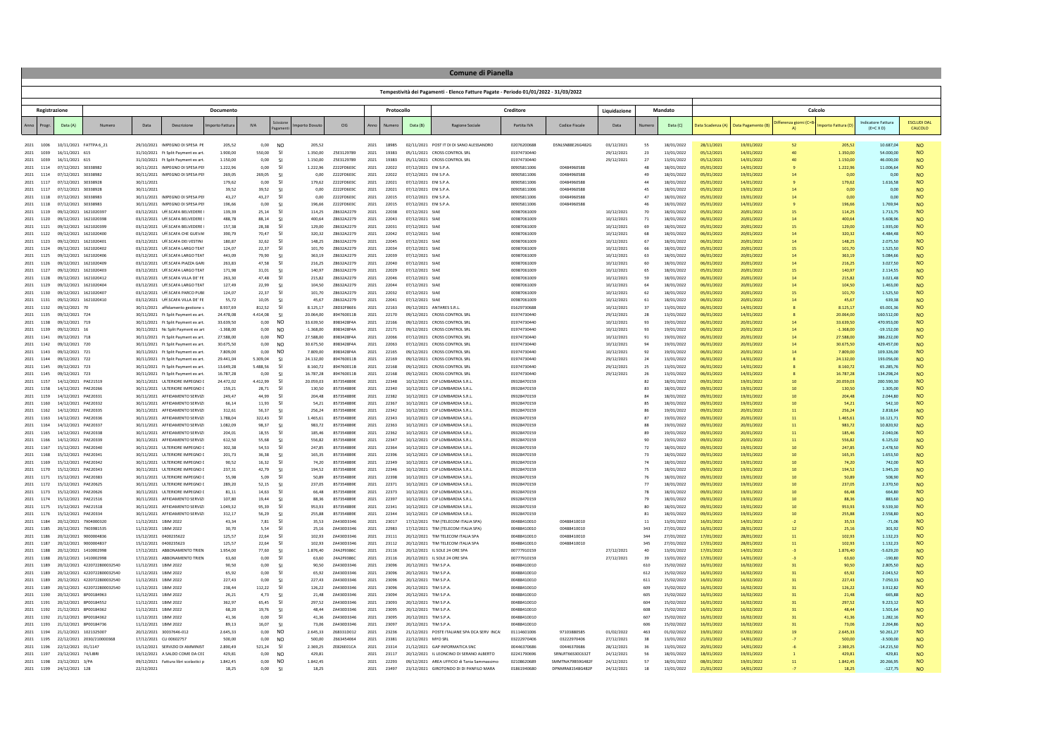# Comune di Pianella

## Tempestività dei Pagamenti - Elenco Fatture Pagate - Periodo 01/01/2022 - 31/03/2022

| Registrazione | | | | Documento | | | | | | | Protocollo | | | Creditore | | | Liquidazione | Mandato | | Calcolo | | | | | |
|---|---|---|---|---|---|---|---|---|---|---|---|---|---|---|---|---|---|---|---|---|---|---|---|---|---|
| Anno | Progr. | Data (A) | Numero | Data | Descrizione | Importo Fattura | IVA | Scissione Pagamenti | Importo Dovuto | CIG | Anno | Numero | Data (B) | Ragione Sociale | Partita IVA | Codice Fiscale | Data | Numero | Data (C) | Data Scadenza (A) | Data Pagamento (B) | Differenza giorni (C+B-A) | Importo Fattura (D) | Indicatore Fattura (E=C X D) | ESCLUDI DAL CALCOLO |
| 2021 | 1006 | 10/11/2021 | FATTPA 6_21 | 29/10/2021 | IMPEGNO DI SPESA PE | 205,52 | 0,00 | NO | 205,52 | | 2021 | 18985 | 02/11/2021 | POST IT DI DI SANO ALESSANDRO | 02076200688 | DSNLSN88E26G482G | 03/12/2021 | 55 | 18/01/2022 | 28/11/2021 | 19/01/2022 | 52 | 205,52 | 10.687,04 | NO |
| 2021 | 1039 | 16/11/2021 | 615 | 31/10/2021 | Ft Split Payment ex art. | 1.900,00 | 550,00 | SI | 1.350,00 | Z5E3129789 | 2021 | 19183 | 05/11/2021 | CROSS CONTROL SRL | 01974730440 | | 29/12/2021 | 23 | 13/01/2022 | 05/12/2021 | 14/01/2022 | 40 | 1.350,00 | 54.000,00 | NO |
| 2021 | 1039 | 16/11/2021 | 615 | 31/10/2021 | Ft Split Payment ex art. | 1.150,00 | 0,00 | SI | 1.150,00 | Z5E3129789 | 2021 | 19183 | 05/11/2021 | CROSS CONTROL SRL | 01974730440 | | 29/12/2021 | 27 | 13/01/2022 | 05/12/2021 | 14/01/2022 | 40 | 1.150,00 | 46.000,00 | NO |
| 2021 | 1114 | 07/12/2021 | 30338982 | 30/11/2021 | IMPEGNO DI SPESA PEI | 1.222,96 | 0,00 | SI | 1.222,96 | Z222FD603C | 2021 | 22022 | 07/12/2021 | ENI S.P.A. | 00905811006 | 00484960588 | | 48 | 18/01/2022 | 05/01/2022 | 19/01/2022 | 9 | 1.222,96 | 11.006,64 | NO |
| 2021 | 1114 | 07/12/2021 | 30338982 | 30/11/2021 | IMPEGNO DI SPESA PEI | 269,05 | 269,05 | SI | 0,00 | Z222FD603C | 2021 | 22022 | 07/12/2021 | ENI S.P.A. | 00905811006 | 00484960588 | | 49 | 18/01/2022 | 05/01/2022 | 19/01/2022 | 14 | 0,00 | 0,00 | NO |
| 2021 | 1117 | 07/12/2021 | 30338928 | 30/11/2021 | | 179,62 | 0,00 | SI | 179,62 | Z222FD603C | 2021 | 22021 | 07/12/2021 | ENI S.P.A. | 00905811006 | 00484960588 | | 44 | 18/01/2022 | 05/01/2022 | 14/01/2022 | 9 | 179,62 | 1.616,58 | NO |
| 2021 | 1117 | 07/12/2021 | 30338928 | 30/11/2021 | | 39,52 | 39,52 | SI | 0,00 | Z222FD603C | 2021 | 22021 | 07/12/2021 | ENI S.P.A. | 00905811006 | 00484960588 | | 45 | 18/01/2022 | 05/01/2022 | 19/01/2022 | 14 | 0,00 | 0,00 | NO |
| 2021 | 1118 | 07/12/2021 | 30338983 | 30/11/2021 | IMPEGNO DI SPESA PEI | 43,27 | 43,27 | SI | 0,00 | Z222FD603C | 2021 | 22015 | 07/12/2021 | ENI S.P.A. | 00905811006 | 00484960588 | | 47 | 18/01/2022 | 05/01/2022 | 19/01/2022 | 14 | 0,00 | 0,00 | NO |
| 2021 | 1118 | 07/12/2021 | 30338983 | 30/11/2021 | IMPEGNO DI SPESA PEI | 196,66 | 0,00 | SI | 196,66 | Z222FD603C | 2021 | 22015 | 07/12/2021 | ENI S.P.A. | 00905811006 | 00484960588 | | 46 | 18/01/2022 | 05/01/2022 | 14/01/2022 | 9 | 196,66 | 1.769,94 | NO |
| 2021 | 1119 | 09/12/2021 | 1621020397 | 03/12/2021 | UFF.SCAFA BELVEDERE | 139,39 | 25,14 | SI | 114,25 | Z8632A2279 | 2021 | 22038 | 07/12/2021 | SIAE | 00987061009 | | 10/12/2021 | 70 | 18/01/2022 | 05/01/2022 | 20/01/2022 | 15 | 114,25 | 1.713,75 | NO |
| 2021 | 1120 | 09/12/2021 | 1621020398 | 03/12/2021 | UFF.SCAFA BELVEDERE | 488,78 | 88,14 | SI | 400,64 | Z8632A2279 | 2021 | 22043 | 07/12/2021 | SIAE | 00987061009 | | 10/12/2021 | 71 | 18/01/2022 | 06/01/2022 | 20/01/2022 | 14 | 400,64 | 5.608,96 | NO |
| 2021 | 1121 | 09/12/2021 | 1621020399 | 03/12/2021 | UFF.SCAFA BELVEDERE | 157,38 | 28,38 | SI | 129,00 | Z8632A2279 | 2021 | 22031 | 07/12/2021 | SIAE | 00987061009 | | 10/12/2021 | 69 | 18/01/2022 | 05/01/2022 | 20/01/2022 | 15 | 129,00 | 1.935,00 | NO |
| 2021 | 1122 | 09/12/2021 | 1621020400 | 03/12/2021 | UFF.SCAFA CHE GUEVAI | 390,79 | 70,47 | SI | 320,32 | Z8632A2279 | 2021 | 22042 | 07/12/2021 | SIAE | 00987061009 | | 10/12/2021 | 68 | 18/01/2022 | 06/01/2022 | 20/01/2022 | 14 | 320,32 | 4.484,48 | NO |
| 2021 | 1123 | 09/12/2021 | 1621020401 | 03/12/2021 | UFF.SCAFA DEI VESTINI | 180,87 | 32,62 | SI | 148,25 | Z8632A2279 | 2021 | 22045 | 07/12/2021 | SIAE | 00987061009 | | 10/12/2021 | 67 | 18/01/2022 | 06/01/2022 | 20/01/2022 | 14 | 148,25 | 2.075,50 | NO |
| 2021 | 1124 | 09/12/2021 | 1621020402 | 03/12/2021 | UFF.SCAFA LARGO TEAT | 124,07 | 22,37 | SI | 101,70 | Z8632A2279 | 2021 | 22034 | 07/12/2021 | SIAE | 00987061009 | | 10/12/2021 | 66 | 18/01/2022 | 05/01/2022 | 20/01/2022 | 15 | 101,70 | 1.525,50 | NO |
| 2021 | 1125 | 09/12/2021 | 1621020406 | 03/12/2021 | UFF.SCAFA LARGO TEAT | 443,09 | 79,90 | SI | 363,19 | Z8632A2279 | 2021 | 22039 | 07/12/2021 | SIAE | 00987061009 | | 10/12/2021 | 63 | 18/01/2022 | 06/01/2022 | 20/01/2022 | 14 | 363,19 | 5.084,66 | NO |
| 2021 | 1126 | 09/12/2021 | 1621020409 | 03/12/2021 | UFF.SCAFA PIAZZA GARI | 263,83 | 47,58 | SI | 216,25 | Z8632A2279 | 2021 | 22040 | 07/12/2021 | SIAE | 00987061009 | | 10/12/2021 | 60 | 18/01/2022 | 06/01/2022 | 20/01/2022 | 14 | 216,25 | 3.027,50 | NO |
| 2021 | 1127 | 09/12/2021 | 1621020403 | 03/12/2021 | UFF.SCAFA LARGO TEAT | 171,98 | 31,01 | SI | 140,97 | Z8632A2279 | 2021 | 22029 | 07/12/2021 | SIAE | 00987061009 | | 10/12/2021 | 65 | 18/01/2022 | 05/01/2022 | 20/01/2022 | 15 | 140,97 | 2.114,55 | NO |
| 2021 | 1128 | 09/12/2021 | 1621020412 | 03/12/2021 | UFF.SCAFA VILLA DE' FE | 263,30 | 47,48 | SI | 215,82 | Z8632A2279 | 2021 | 22046 | 07/12/2021 | SIAE | 00987061009 | | 10/12/2021 | 59 | 18/01/2022 | 06/01/2022 | 20/01/2022 | 14 | 215,82 | 3.021,48 | NO |
| 2021 | 1129 | 09/12/2021 | 1621020404 | 03/12/2021 | UFF.SCAFA LARGO TEAT | 127,49 | 22,99 | SI | 104,50 | Z8632A2279 | 2021 | 22044 | 07/12/2021 | SIAE | 00987061009 | | 10/12/2021 | 64 | 18/01/2022 | 06/01/2022 | 20/01/2022 | 14 | 104,50 | 1.463,00 | NO |
| 2021 | 1130 | 09/12/2021 | 1621020407 | 03/12/2021 | UFF.SCAFA PARCO PUBI | 124,07 | 22,37 | SI | 101,70 | Z8632A2279 | 2021 | 22032 | 07/12/2021 | SIAE | 00987061009 | | 10/12/2021 | 62 | 18/01/2022 | 05/01/2022 | 20/01/2022 | 15 | 101,70 | 1.525,50 | NO |
| 2021 | 1131 | 09/12/2021 | 1621020410 | 03/12/2021 | UFF.SCAFA VILLA DE' FE | 55,72 | 10,05 | SI | 45,67 | Z8632A2279 | 2021 | 22041 | 07/12/2021 | SIAE | 00987061009 | | 10/12/2021 | 61 | 18/01/2022 | 06/01/2022 | 20/01/2022 | 14 | 45,67 | 639,38 | NO |
| 2021 | 1132 | 09/12/2021 | 70 | 30/11/2021 | affidamento gestione s | 8.937,69 | 812,52 | SI | 8.125,17 | ZBD32F8601 | 2021 | 22163 | 09/12/2021 | ANTARES S.R.L. | 01629730688 | | 10/12/2021 | 37 | 13/01/2022 | 06/01/2022 | 14/01/2022 | 8 | 8.125,17 | 65.001,36 | NO |
| 2021 | 1135 | 09/12/2021 | 724 | 30/11/2021 | Ft Split Payment ex art. | 24.478,08 | 4.414,08 | SI | 20.064,00 | 89476001 1B | 2021 | 22170 | 09/12/2021 | CROSS CONTROL SRL | 01974730440 | | 29/12/2021 | 28 | 13/01/2022 | 06/01/2022 | 14/01/2022 | 8 | 20.064,00 | 160.512,00 | NO |
| 2021 | 1138 | 09/12/2021 | 719 | 30/11/2021 | Ft Split Payment ex art. | 33.639,50 | 0,00 | NO | 33.639,50 | 8983428F4A | 2021 | 22166 | 09/12/2021 | CROSS CONTROL SRL | 01974730440 | | 10/12/2021 | 93 | 19/01/2022 | 06/01/2022 | 20/01/2022 | 14 | 33.639,50 | 470.953,00 | NO |
| 2021 | 1139 | 09/12/2021 | 16 | 30/11/2021 | Nc Split Payment ex art | -1.368,00 | 0,00 | NO | -1.368,00 | 8983428F4A | 2021 | 22171 | 09/12/2021 | CROSS CONTROL SRL | 01974730440 | | 10/12/2021 | 93 | 19/01/2022 | 06/01/2022 | 20/01/2022 | 14 | -1.368,00 | -19.152,00 | NO |
| 2021 | 1141 | 09/12/2021 | 718 | 30/11/2021 | Ft Split Payment ex art. | 27.588,00 | 0,00 | NO | 27.588,00 | 8983428F4A | 2021 | 22066 | 07/12/2021 | CROSS CONTROL SRL | 01974730440 | | 10/12/2021 | 91 | 19/01/2022 | 06/01/2022 | 20/01/2022 | 14 | 27.588,00 | 386.232,00 | NO |
| 2021 | 1142 | 09/12/2021 | 720 | 30/11/2021 | Ft Split Payment ex art. | 30.675,50 | 0,00 | NO | 30.675,50 | 8983428F4A | 2021 | 22063 | 07/12/2021 | CROSS CONTROL SRL | 01974730440 | | 10/12/2021 | 94 | 19/01/2022 | 06/01/2022 | 20/01/2022 | 14 | 30.675,50 | 429.457,00 | NO |
| 2021 | 1143 | 09/12/2021 | 721 | 30/11/2021 | Ft Split Payment ex art. | 7.809,00 | 0,00 | NO | 7.809,00 | 8983428F4A | 2021 | 22165 | 09/12/2021 | CROSS CONTROL SRL | 01974730440 | | 10/12/2021 | 92 | 19/01/2022 | 06/01/2022 | 20/01/2022 | 14 | 7.809,00 | 109.326,00 | NO |
| 2021 | 1144 | 09/12/2021 | 722 | 30/11/2021 | Ft Split Payment ex art. | 29.441,04 | 5.309,04 | SI | 24.132,00 | 89476001 1B | 2021 | 22169 | 09/12/2021 | CROSS CONTROL SRL | 01974730440 | | 29/12/2021 | 24 | 13/01/2022 | 06/01/2022 | 14/01/2022 | 8 | 24.132,00 | 193.056,00 | NO |
| 2021 | 1145 | 09/12/2021 | 723 | 30/11/2021 | Ft Split Payment ex art. | 13.649,28 | 5.488,56 | SI | 8.160,72 | 89476001 1B | 2021 | 22168 | 09/12/2021 | CROSS CONTROL SRL | 01974730440 | | 29/12/2021 | 25 | 13/01/2022 | 06/01/2022 | 14/01/2022 | 8 | 8.160,72 | 65.285,76 | NO |
| 2021 | 1145 | 09/12/2021 | 723 | 30/11/2021 | Ft Split Payment ex art. | 16.787,28 | 0,00 | SI | 16.787,28 | 89476001 1B | 2021 | 22168 | 09/12/2021 | CROSS CONTROL SRL | 01974730440 | | 29/12/2021 | 26 | 13/01/2022 | 06/01/2022 | 14/01/2022 | 8 | 16.787,28 | 134.298,24 | NO |
| 2021 | 1157 | 14/12/2021 | PAE21519 | 30/11/2021 | ULTERIORE IMPEGNO | 24.472,02 | 4.412,99 | SI | 20.059,03 | 8573548B9E | 2021 | 22348 | 10/12/2021 | CIP LOMBARDIA S.R.L. | 09328470159 | | | 82 | 18/01/2022 | 09/01/2022 | 19/01/2022 | 10 | 20.059,03 | 200.590,30 | NO |
| 2021 | 1158 | 14/12/2021 | PAE20266 | 30/11/2021 | ULTERIORE IMPEGNO | 159,21 | 28,71 | SI | 130,50 | 8573548B9E | 2021 | 22340 | 10/12/2021 | CIP LOMBARDIA S.R.L. | 09328470159 | | | 83 | 18/01/2022 | 09/01/2022 | 19/01/2022 | 10 | 130,50 | 1.305,00 | NO |
| 2021 | 1159 | 14/12/2021 | PAE20331 | 30/11/2021 | AFFIDAMENTO SERVIZI | 249,47 | 44,99 | SI | 204,48 | 8573548B9E | 2021 | 22382 | 10/12/2021 | CIP LOMBARDIA S.R.L. | 09328470159 | | | 84 | 18/01/2022 | 09/01/2022 | 19/01/2022 | 10 | 204,48 | 2.044,80 | NO |
| 2021 | 1160 | 14/12/2021 | PAE20332 | 30/11/2021 | AFFIDAMENTO SERVIZI | 66,14 | 11,93 | SI | 54,21 | 8573548B9E | 2021 | 22367 | 10/12/2021 | CIP LOMBARDIA S.R.L. | 09328470159 | | | 85 | 18/01/2022 | 09/01/2022 | 19/01/2022 | 10 | 54,21 | 542,10 | NO |
| 2021 | 1162 | 14/12/2021 | PAE20335 | 30/11/2021 | AFFIDAMENTO SERVIZI | 312,61 | 56,37 | SI | 256,24 | 8573548B9E | 2021 | 22342 | 10/12/2021 | CIP LOMBARDIA S.R.L. | 09328470159 | | | 86 | 19/01/2022 | 09/01/2022 | 20/01/2022 | 11 | 256,24 | 2.818,64 | NO |
| 2021 | 1163 | 14/12/2021 | PAE20336 | 30/11/2021 | AFFIDAMENTO SERVIZI | 1.788,04 | 322,43 | SI | 1.465,61 | 8573548B9E | 2021 | 22343 | 10/12/2021 | CIP LOMBARDIA S.R.L. | 09328470159 | | | 87 | 19/01/2022 | 09/01/2022 | 20/01/2022 | 11 | 1.465,61 | 16.121,71 | NO |
| 2021 | 1164 | 14/12/2021 | PAE20337 | 30/11/2021 | AFFIDAMENTO SERVIZI | 1.082,09 | 98,37 | SI | 983,72 | 8573548B9E | 2021 | 22363 | 10/12/2021 | CIP LOMBARDIA S.R.L. | 09328470159 | | | 88 | 19/01/2022 | 09/01/2022 | 20/01/2022 | 11 | 983,72 | 10.820,92 | NO |
| 2021 | 1165 | 14/12/2021 | PAE20338 | 30/11/2021 | AFFIDAMENTO SERVIZI | 204,01 | 18,55 | SI | 185,46 | 8573548B9E | 2021 | 22362 | 10/12/2021 | CIP LOMBARDIA S.R.L. | 09328470159 | | | 89 | 19/01/2022 | 09/01/2022 | 20/01/2022 | 11 | 185,46 | 2.040,06 | NO |
| 2021 | 1166 | 14/12/2021 | PAE20339 | 30/11/2021 | AFFIDAMENTO SERVIZI | 612,50 | 55,68 | SI | 556,82 | 8573548B9E | 2021 | 22347 | 10/12/2021 | CIP LOMBARDIA S.R.L. | 09328470159 | | | 90 | 19/01/2022 | 09/01/2022 | 20/01/2022 | 11 | 556,82 | 6.125,02 | NO |
| 2021 | 1167 | 15/12/2021 | PAE20340 | 30/11/2021 | ULTERIORE IMPEGNO | 302,38 | 54,53 | SI | 247,85 | 8573548B9E | 2021 | 22364 | 10/12/2021 | CIP LOMBARDIA S.R.L. | 09328470159 | | | 72 | 18/01/2022 | 09/01/2022 | 19/01/2022 | 10 | 247,85 | 2.478,50 | NO |
| 2021 | 1168 | 15/12/2021 | PAE20341 | 30/11/2021 | ULTERIORE IMPEGNO | 201,73 | 36,38 | SI | 165,35 | 8573548B9E | 2021 | 22396 | 10/12/2021 | CIP LOMBARDIA S.R.L. | 09328470159 | | | 73 | 18/01/2022 | 09/01/2022 | 19/01/2022 | 10 | 165,35 | 1.653,50 | NO |
| 2021 | 1169 | 15/12/2021 | PAE20342 | 30/11/2021 | ULTERIORE IMPEGNO | 90,52 | 16,32 | SI | 74,20 | 8573548B9E | 2021 | 22349 | 10/12/2021 | CIP LOMBARDIA S.R.L. | 09328470159 | | | 74 | 18/01/2022 | 09/01/2022 | 19/01/2022 | 10 | 74,20 | 742,00 | NO |
| 2021 | 1170 | 15/12/2021 | PAE20343 | 30/11/2021 | ULTERIORE IMPEGNO | 237,31 | 42,79 | SI | 194,52 | 8573548B9E | 2021 | 22346 | 10/12/2021 | CIP LOMBARDIA S.R.L. | 09328470159 | | | 75 | 18/01/2022 | 09/01/2022 | 19/01/2022 | 10 | 194,52 | 1.945,20 | NO |
| 2021 | 1171 | 15/12/2021 | PAE20383 | 30/11/2021 | ULTERIORE IMPEGNO | 55,98 | 5,09 | SI | 50,89 | 8573548B9E | 2021 | 22398 | 10/12/2021 | CIP LOMBARDIA S.R.L. | 09328470159 | | | 76 | 18/01/2022 | 09/01/2022 | 19/01/2022 | 10 | 50,89 | 508,90 | NO |
| 2021 | 1172 | 15/12/2021 | PAE20625 | 30/11/2021 | ULTERIORE IMPEGNO | 289,20 | 52,15 | SI | 237,05 | 8573548B9E | 2021 | 22371 | 10/12/2021 | CIP LOMBARDIA S.R.L. | 09328470159 | | | 77 | 18/01/2022 | 09/01/2022 | 19/01/2022 | 10 | 237,05 | 2.370,50 | NO |
| 2021 | 1173 | 15/12/2021 | PAE20626 | 30/11/2021 | ULTERIORE IMPEGNO | 81,11 | 14,63 | SI | 66,48 | 8573548B9E | 2021 | 22373 | 10/12/2021 | CIP LOMBARDIA S.R.L. | 09328470159 | | | 78 | 18/01/2022 | 09/01/2022 | 19/01/2022 | 10 | 66,48 | 664,80 | NO |
| 2021 | 1174 | 15/12/2021 | PAE21516 | 30/11/2021 | AFFIDAMENTO SERVIZI | 107,80 | 19,44 | SI | 88,36 | 8573548B9E | 2021 | 22397 | 10/12/2021 | CIP LOMBARDIA S.R.L. | 09328470159 | | | 79 | 18/01/2022 | 09/01/2022 | 19/01/2022 | 10 | 88,36 | 883,60 | NO |
| 2021 | 1175 | 15/12/2021 | PAE21518 | 30/11/2021 | AFFIDAMENTO SERVIZI | 1.049,12 | 95,39 | SI | 953,93 | 8573548B9E | 2021 | 22341 | 10/12/2021 | CIP LOMBARDIA S.R.L. | 09328470159 | | | 80 | 18/01/2022 | 09/01/2022 | 19/01/2022 | 10 | 953,93 | 9.539,30 | NO |
| 2021 | 1176 | 15/12/2021 | PAE20334 | 30/11/2021 | AFFIDAMENTO SERVIZI | 312,17 | 56,29 | SI | 255,88 | 8573548B9E | 2021 | 22344 | 10/12/2021 | CIP LOMBARDIA S.R.L. | 09328470159 | | | 81 | 18/01/2022 | 09/01/2022 | 19/01/2022 | 10 | 255,88 | 2.558,80 | NO |
| 2021 | 1184 | 20/12/2021 | 7X04900320 | 11/12/2021 | 1BIM 2022 | 43,34 | 7,81 | SI | 35,53 | ZA43003346 | 2021 | 23017 | 17/12/2021 | TIM (TELECOM ITALIA SPA) | 00488410010 | 00488410010 | | 11 | 13/01/2022 | 16/01/2022 | 14/01/2022 | -2 | 35,53 | -71,06 | NO |
| 2021 | 1185 | 20/12/2021 | 7X03981535 | 11/12/2021 | 1BIM 2022 | 30,70 | 5,54 | SI | 25,16 | ZA43003346 | 2021 | 22983 | 17/12/2021 | TIM (TELECOM ITALIA SPA) | 00488410010 | 00488410010 | | 343 | 27/01/2022 | 16/01/2022 | 28/01/2022 | 12 | 25,16 | 301,92 | NO |
| 2021 | 1186 | 20/12/2021 | 9000004836 | 15/12/2021 | 0400235622 | 125,57 | 22,64 | SI | 102,93 | ZA43003346 | 2021 | 23111 | 20/12/2021 | TIM (TELECOM ITALIA SPA | 00488410010 | 00488410010 | | 344 | 27/01/2022 | 17/01/2022 | 28/01/2022 | 11 | 102,93 | 1.132,23 | NO |
| 2021 | 1187 | 20/12/2021 | 9000004837 | 15/12/2021 | 0400235623 | 125,57 | 22,64 | SI | 102,93 | ZA43003346 | 2021 | 23112 | 20/12/2021 | TIM (TELECOM ITALIA SPA | 00488410010 | 00488410010 | | 345 | 27/01/2022 | 17/01/2022 | 28/01/2022 | 11 | 102,93 | 1.132,23 | NO |
| 2021 | 1188 | 20/12/2021 | 1410002998 | 17/12/2021 | ABBONAMENTO TRIEN | 1.954,00 | 77,60 | SI | 1.876,40 | Z4A2F9386C | 2021 | 23116 | 20/12/2021 | IL SOLE 24 ORE SPA | 00777910159 | | 27/12/2021 | 40 | 13/01/2022 | 17/01/2022 | 14/01/2022 | -3 | 1.876,40 | -5.629,20 | NO |
| 2021 | 1188 | 20/12/2021 | 1410002998 | 17/12/2021 | ABBONAMENTO TRIEN | 63,60 | 0,00 | SI | 63,60 | Z4A2F9386C | 2021 | 23116 | 20/12/2021 | IL SOLE 24 ORE SPA | 00777910159 | | 27/12/2021 | 39 | 13/01/2022 | 17/01/2022 | 14/01/2022 | -3 | 63,60 | -190,80 | NO |
| 2021 | 1189 | 20/12/2021 | 4220722800032540 | 11/12/2021 | 1BIM 2022 | 90,50 | 0,00 | SI | 90,50 | ZA43003346 | 2021 | 23096 | 20/12/2021 | TIM S.P.A. | 00488410010 | | | 610 | 15/02/2022 | 16/01/2022 | 16/02/2022 | 31 | 90,50 | 2.805,50 | NO |
| 2021 | 1189 | 20/12/2021 | 4220722800032540 | 11/12/2021 | 1BIM 2022 | 65,92 | 0,00 | SI | 65,92 | ZA43003346 | 2021 | 23096 | 20/12/2021 | TIM S.P.A. | 00488410010 | | | 612 | 15/02/2022 | 16/01/2022 | 16/02/2022 | 31 | 65,92 | 2.043,52 | NO |
| 2021 | 1189 | 20/12/2021 | 4220722800032540 | 11/12/2021 | 1BIM 2022 | 227,43 | 0,00 | SI | 227,43 | ZA43003346 | 2021 | 23096 | 20/12/2021 | TIM S.P.A. | 00488410010 | | | 611 | 15/02/2022 | 16/01/2022 | 16/02/2022 | 31 | 227,43 | 7.050,33 | NO |
| 2021 | 1189 | 20/12/2021 | 4220722800032540 | 11/12/2021 | 1BIM 2022 | 238,44 | 112,22 | SI | 126,22 | ZA43003346 | 2021 | 23096 | 20/12/2021 | TIM S.P.A. | 00488410010 | | | 609 | 15/02/2022 | 16/01/2022 | 16/02/2022 | 31 | 126,22 | 3.912,82 | NO |
| 2021 | 1190 | 20/12/2021 | 8P00184963 | 11/12/2021 | 1BIM 2022 | 26,21 | 4,73 | SI | 21,48 | ZA43003346 | 2021 | 23094 | 20/12/2021 | TIM S.P.A. | 00488410010 | | | 605 | 15/02/2022 | 16/01/2022 | 16/02/2022 | 31 | 21,48 | 665,88 | NO |
| 2021 | 1191 | 20/12/2021 | 8P00184552 | 11/12/2021 | 1BIM 2022 | 362,97 | 65,45 | SI | 297,52 | ZA43003346 | 2021 | 23093 | 20/12/2021 | TIM S.P.A. | 00488410010 | | | 604 | 15/02/2022 | 16/01/2022 | 16/02/2022 | 31 | 297,52 | 9.223,12 | NO |
| 2021 | 1192 | 21/12/2021 | 8P00184362 | 11/12/2021 | 1BIM 2022 | 68,20 | 19,76 | SI | 48,44 | ZA43003346 | 2021 | 23095 | 20/12/2021 | TIM S.P.A. | 00488410010 | | | 608 | 15/02/2022 | 16/01/2022 | 16/02/2022 | 31 | 48,44 | 1.501,64 | NO |
| 2021 | 1192 | 21/12/2021 | 8P00184362 | 11/12/2021 | 1BIM 2022 | 41,36 | 0,00 | SI | 41,36 | ZA43003346 | 2021 | 23095 | 20/12/2021 | TIM S.P.A. | 00488410010 | | | 607 | 15/02/2022 | 16/01/2022 | 16/02/2022 | 31 | 41,36 | 1.282,16 | NO |
| 2021 | 1193 | 21/12/2021 | 8P00184736 | 11/12/2021 | 1BIM 2022 | 89,13 | 16,07 | SI | 73,06 | ZA43003346 | 2021 | 23097 | 20/12/2021 | TIM S.P.A. | 00488410010 | | | 606 | 15/02/2022 | 16/01/2022 | 16/02/2022 | 31 | 73,06 | 2.264,86 | NO |
| 2021 | 1194 | 21/12/2021 | 1021325007 | 20/12/2021 | 30037646-012 | 2.645,33 | 0,00 | NO | 2.645,33 | Z6B31D0C12 | 2021 | 23236 | 21/12/2021 | POSTE ITALIANE SPA DCA SERV INCA | 01114601006 | 97103880585 | 01/02/2022 | 463 | 01/02/2022 | 19/01/2022 | 07/02/2022 | 19 | 2.645,33 | 50.261,27 | NO |
| 2021 | 1195 | 22/12/2021 | 2030/210000368 | 17/12/2021 | CU 00602757 | 500,00 | 0,00 | NO | 500,00 | Z663454064 | 2021 | 23381 | 22/12/2021 | MYO SRL | 03222970406 | 03222970406 | 27/12/2021 | 38 | 13/01/2022 | 21/01/2022 | 14/01/2022 | -7 | 500,00 | -3.500,00 | NO |
| 2021 | 1196 | 22/12/2021 | 01/1147 | 15/12/2021 | SERVIZIO DI AMMINIST | 2.890,49 | 521,24 | SI | 2.369,25 | ZEB26E01CA | 2021 | 23314 | 21/12/2021 | GAP INFORMATICA SNC | 00446370686 | 00446370686 | 28/12/2021 | 36 | 13/01/2022 | 20/01/2022 | 14/01/2022 | -6 | 2.369,25 | -14.215,50 | NO |
| 2021 | 1197 | 23/12/2021 | 74/LIBRI | 19/12/2021 | A SALDO COME DA CEI | 429,81 | 0,00 | NO | 429,81 | | 2021 | 23117 | 20/12/2021 | IL LEONCINO DI SERANO ALBERTO | 02241790696 | SRNLRT66S30C632T | 24/12/2021 | 56 | 18/01/2022 | 18/01/2022 | 19/01/2022 | 1 | 429,81 | 429,81 | NO |
| 2021 | 1198 | 23/12/2021 | 3/PA | 09/12/2021 | Fattura libri scolastici p | 1.842,45 | 0,00 | NO | 1.842,45 | | 2021 | 22293 | 09/12/2021 | AREA UFFICIO di Tania Sammassimo | 02108620689 | SMMTNA79B59G482F | 24/12/2021 | 57 | 18/01/2022 | 08/01/2022 | 19/01/2022 | 11 | 1.842,45 | 20.266,95 | NO |
| 2021 | 1199 | 24/12/2021 | 128 | 22/12/2021 | | 18,25 | 0,00 | SI | 18,25 | | 2021 | 23497 | 23/12/2021 | GIROTONDO DI DI PANFILO MARA | 01861940680 | DPNMRA81S48G482P | 24/12/2021 | 18 | 13/01/2022 | 21/01/2022 | 14/01/2022 | -7 | 18,25 | -127,75 | NO |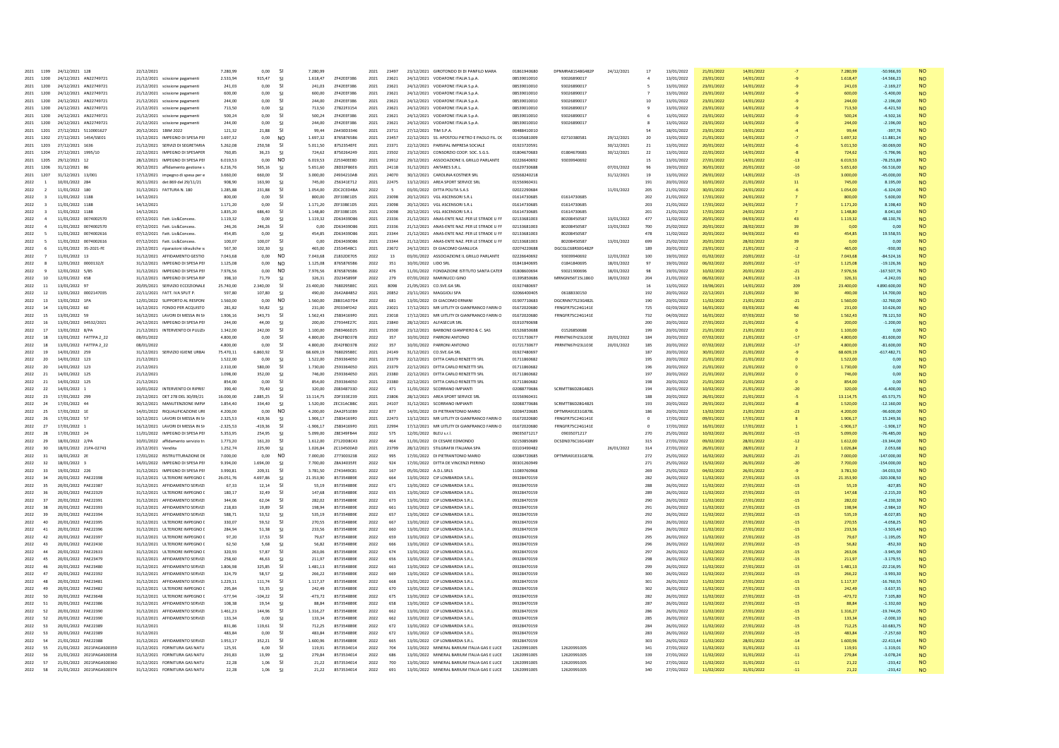| | | | | | | | | | | | | | | | | | | | | | | | | | |
|---|---|---|---|---|---|---|---|---|---|---|---|---|---|---|---|---|---|---|---|---|---|---|---|---|---|
| 2021 | 1199 | 24/12/2021 | 128 | 22/12/2021 | | 7.280,99 | 0,00 | SI | 7.280,99 | | 2021 | 23497 | 23/12/2021 | GIROTONDO DI DI PANFILO MARA | 01861940680 | DPNMRA81S48G482P | 24/12/2021 | 17 | 13/01/2022 | 21/01/2022 | 14/01/2022 | -7 | 7.280,99 | -50.966,93 | NO |
| 2021 | 1200 | 24/12/2021 | AN2749721 | 21/12/2021 | scissione pagamenti | 2.533,94 | 915,47 | SI | 1.618,47 | ZF42E0F386 | 2021 | 23621 | 24/12/2021 | VODAFONE ITALIA S.p.A. | 08539010010 | 93026890017 | | 4 | 13/01/2022 | 23/01/2022 | 14/01/2022 | -9 | 1.618,47 | -14.566,23 | NO |
| 2021 | 1200 | 24/12/2021 | AN2749721 | 21/12/2021 | scissione pagamenti | 241,03 | 0,00 | SI | 241,03 | ZF42E0F386 | 2021 | 23621 | 24/12/2021 | VODAFONE ITALIA S.p.A. | 08539010010 | 93026890017 | | 5 | 13/01/2022 | 23/01/2022 | 14/01/2022 | -9 | 241,03 | -2.169,27 | NO |
| 2021 | 1200 | 24/12/2021 | AN2749721 | 21/12/2021 | scissione pagamenti | 600,00 | 0,00 | SI | 600,00 | ZF42E0F386 | 2021 | 23621 | 24/12/2021 | VODAFONE ITALIA S.p.A. | 08539010010 | 93026890017 | | 7 | 13/01/2022 | 23/01/2022 | 14/01/2022 | -9 | 600,00 | -5.400,00 | NO |
| 2021 | 1200 | 24/12/2021 | AN2749721 | 21/12/2021 | scissione pagamenti | 244,00 | 0,00 | SI | 244,00 | ZF42E0F386 | 2021 | 23621 | 24/12/2021 | VODAFONE ITALIA S.p.A. | 08539010010 | 93026890017 | | 10 | 13/01/2022 | 23/01/2022 | 14/01/2022 | -9 | 244,00 | -2.196,00 | NO |
| 2021 | 1200 | 24/12/2021 | AN2749721 | 21/12/2021 | scissione pagamenti | 713,50 | 0,00 | SI | 713,50 | ZF42E0F386 | 2021 | 23621 | 24/12/2021 | VODAFONE ITALIA S.p.A. | 08539010010 | 93026890017 | | 9 | 13/01/2022 | 23/01/2022 | 14/01/2022 | -9 | 713,50 | -6.421,50 | NO |
| 2021 | 1200 | 24/12/2021 | AN2749721 | 21/12/2021 | scissione pagamenti | 500,24 | 0,00 | SI | 500,24 | ZF42E0F386 | 2021 | 23621 | 24/12/2021 | VODAFONE ITALIA S.p.A. | 08539010010 | 93026890017 | | 6 | 13/01/2022 | 23/01/2022 | 14/01/2022 | -9 | 500,24 | -4.502,16 | NO |
| 2021 | 1200 | 24/12/2021 | AN2749721 | 21/12/2021 | scissione pagamenti | 244,00 | 0,00 | SI | 244,00 | ZF42E0F386 | 2021 | 23621 | 24/12/2021 | VODAFONE ITALIA S.p.A. | 08539010010 | 93026890017 | | 8 | 13/01/2022 | 23/01/2022 | 14/01/2022 | -9 | 244,00 | -2.196,00 | NO |
| 2021 | 1201 | 27/12/2021 | 5110001627 | 20/12/2021 | 18IM 2022 | 121,32 | 21,88 | SI | 99,44 | ZA43DD3346 | 2021 | 23711 | 27/12/2021 | TIM S.P.A. | 00488410010 | | | 54 | 18/01/2022 | 23/01/2022 | 19/01/2022 | -4 | 99,44 | -397,76 | NO |
| 2021 | 1202 | 27/12/2021 | 1454/SE01 | 15/12/2021 | IMPEGNO DI SPESA PEI | 1.697,32 | 0,00 | NO | 1.697,32 | 8765876586 | 2021 | 23457 | 22/12/2021 | SS. APOSTOLI PIETRO E PAOLO FIL. DC | 01105681009 | 02710380581 | 29/12/2021 | 20 | 13/01/2022 | 21/01/2022 | 14/01/2022 | -7 | 1.697,32 | -11.881,24 | NO |
| 2021 | 1203 | 27/12/2021 | 1636 | 21/12/2021 | SERVIZI DI SEGRETARIA | 5.262,08 | 250,58 | SI | 5.011,50 | 8752354EFE | 2021 | 23371 | 22/12/2021 | PARSIFAL IMPRESA SOCIALE | 01923720591 | | 30/12/2021 | 21 | 13/01/2022 | 20/01/2022 | 14/01/2022 | -6 | 5.011,50 | -30.069,00 | NO |
| 2021 | 1204 | 27/12/2021 | 1995/10 | 22/12/2021 | IMPEGNO DI SPESAPER | 760,85 | 36,23 | SI | 724,62 | 8750264249 | 2021 | 23502 | 23/12/2021 | CONSORZIO COOP. SOC. S.G.S. | 01804670683 | 01804670683 | 30/12/2021 | 22 | 13/01/2022 | 22/01/2022 | 14/01/2022 | -8 | 724,62 | -5.796,96 | NO |
| 2021 | 1205 | 29/12/2021 | 12 | 28/12/2021 | IMPEGNO DI SPESA PEI | 6.019,53 | 0,00 | NO | 6.019,53 | Z2534DEE8D | 2021 | 23912 | 29/12/2021 | ASSOCIAZIONE IL GRILLO PARLANTE | 02226640692 | 93039940692 | | 15 | 13/01/2022 | 27/01/2022 | 14/01/2022 | -13 | 6.019,53 | -78.253,89 | NO |
| 2021 | 1206 | 31/12/2021 | 86 | 30/12/2021 | affidamento gestione s | 6.216,76 | 565,16 | SI | 5.651,60 | Z8D32F8604 | 2021 | 24118 | 31/12/2021 | ANTARES S.R.L. | 01629730688 | | 07/01/2022 | 96 | 19/01/2022 | 30/01/2022 | 20/01/2022 | -10 | 5.651,60 | -56.516,00 | NO |
| 2021 | 1207 | 31/12/2021 | 13/001 | 17/12/2021 | impegno di spesa per e | 3.660,00 | 660,00 | SI | 3.000,00 | Z4934210AB | 2021 | 24070 | 30/12/2021 | CAROLINA KOSTNER SRL | 02568240218 | | 31/12/2021 | 19 | 13/01/2022 | 29/01/2022 | 14/01/2022 | -15 | 3.000,00 | -45.000,00 | NO |
| 2022 | 1 | 10/01/2022 | 284 | 30/11/2021 | det 869 del 29/11/21 | 908,90 | 163,90 | SI | 745,00 | Z56341E712 | 2021 | 22475 | 13/12/2021 | AREA SPORT SERVICE SRL | 01556960431 | | | 191 | 20/01/2022 | 10/01/2022 | 21/01/2022 | 11 | 745,00 | 8.195,00 | NO |
| 2022 | 2 | 11/01/2022 | 180 | 31/12/2021 | FATTURA N. 180 | 1.285,88 | 231,88 | SI | 1.054,00 | ZDC2C0D4BA | 2022 | 5 | 03/01/2022 | DITTA POLITA S.A.S | 02022290684 | | 11/01/2022 | 205 | 21/01/2022 | 30/01/2022 | 24/01/2022 | -6 | 1.054,00 | -6.324,00 | NO |
| 2022 | 3 | 11/01/2022 | 1188 | 14/12/2021 | | 800,00 | 0,00 | SI | 800,00 | ZEF33BE1D5 | 2021 | 23098 | 20/12/2021 | VGL ASCENSORI S.R.L | 01614730685 | 01614730685 | | 202 | 21/01/2022 | 17/01/2022 | 24/01/2022 | 7 | 800,00 | 5.600,00 | NO |
| 2022 | 3 | 11/01/2022 | 1188 | 14/12/2021 | | 1.171,20 | 0,00 | SI | 1.171,20 | ZEF33BE1D5 | 2021 | 23098 | 20/12/2021 | VGL ASCENSORI S.R.L | 01614730685 | 01614730685 | | 203 | 21/01/2022 | 17/01/2022 | 24/01/2022 | 7 | 1.171,20 | 8.198,40 | NO |
| 2022 | 3 | 11/01/2022 | 1188 | 14/12/2021 | | 1.835,20 | 686,40 | SI | 1.148,80 | ZEF33BE1D5 | 2021 | 23098 | 20/12/2021 | VGL ASCENSORI S.R.L | 01614730685 | 01614730685 | | 201 | 21/01/2022 | 17/01/2022 | 24/01/2022 | 7 | 1.148,80 | 8.041,60 | NO |
| 2022 | 4 | 11/01/2022 | 0074002570 | 07/12/2021 | Fatt. Lic&Concess. | 1.119,32 | 0,00 | SI | 1.119,32 | ZD63439D86 | 2021 | 23336 | 21/12/2021 | ANAS-ENTE NAZ. PER LE STRADE U FF | 02133681003 | 80208450587 | 13/01/2022 | 477 | 11/02/2022 | 20/01/2022 | 04/03/2022 | 43 | 1.119,32 | 48.130,76 | NO |
| 2022 | 4 | 11/01/2022 | 0074002570 | 07/12/2021 | Fatt. Lic&Concess. | 246,26 | 246,26 | SI | 0,00 | ZD63439D86 | 2021 | 23336 | 21/12/2021 | ANAS-ENTE NAZ. PER LE STRADE U FF | 02133681003 | 80208450587 | 13/01/2022 | 700 | 25/02/2022 | 20/01/2022 | 28/02/2022 | 39 | 0,00 | 0,00 | NO |
| 2022 | 5 | 11/01/2022 | 0074002616 | 07/12/2021 | Fatt. Lic&Concess. | 454,85 | 0,00 | SI | 454,85 | ZD63439D86 | 2021 | 23344 | 21/12/2021 | ANAS-ENTE NAZ. PER LE STRADE U FF | 02133681003 | 80208450587 | | 478 | 11/02/2022 | 20/01/2022 | 04/03/2022 | 43 | 454,85 | 19.558,55 | NO |
| 2022 | 5 | 11/01/2022 | 0074002616 | 07/12/2021 | Fatt. Lic&Concess. | 100,07 | 100,07 | SI | 0,00 | ZD63439D86 | 2021 | 23344 | 21/12/2021 | ANAS-ENTE NAZ. PER LE STRADE U FF | 02133681003 | 80208450587 | 13/01/2022 | 699 | 25/02/2022 | 20/01/2022 | 28/02/2022 | 39 | 0,00 | 0,00 | NO |
| 2022 | 6 | 11/01/2022 | 35-2021-FE | 23/12/2021 | riparazioni idrauliche v | 567,30 | 102,30 | SI | 465,00 | Z3534548C1 | 2021 | 23672 | 24/12/2021 | DI GIACOMO GIANLUCA | 02074220688 | DGCGLC68R30G482P | | 189 | 20/01/2022 | 23/01/2022 | 21/01/2022 | -2 | 465,00 | -930,00 | NO |
| 2022 | 7 | 11/01/2022 | 13 | 31/12/2021 | IMPEGNO DI SPESA PEI | 7.043,68 | 0,00 | NO | 7.043,68 | | 2022 | 13 | 03/01/2022 | ASSOCIAZIONE IL GRILLO PARLANTE | 02226640692 | 93039940692 | 12/01/2022 | 100 | 19/01/2022 | 01/02/2022 | 20/01/2022 | -12 | 7.043,68 | -84.524,16 | NO |
| 2022 | 8 | 12/01/2022 | 0001132/E | 31/12/2021 | IMPEGNO DI SPESA PEI | 1.125,08 | 0,00 | NO | 1.125,08 | 8765876586 | 2022 | 351 | 10/01/2022 | LIDO SRL | 01841840695 | 01841840695 | 18/01/2022 | 97 | 19/01/2022 | 06/02/2022 | 20/01/2022 | -17 | 1.125,08 | -19.126,36 | NO |
| 2022 | 9 | 12/01/2022 | 5/85 | 31/12/2021 | IMPEGNO DI SPESA PEI | 7.976,56 | 0,00 | NO | 7.976,56 | 8765876586 | 2022 | 476 | 11/01/2022 | FONDAZIONE ISTITUTO SANTA CATER | 01808600694 | 93021900696 | 18/01/2022 | 98 | 19/01/2022 | 10/02/2022 | 20/01/2022 | -21 | 7.976,56 | -167.507,76 | NO |
| 2022 | 10 | 12/01/2022 | 658 | 31/12/2021 | IMPEGNO DI SPESA RIP | 398,10 | 71,79 | SI | 326,31 | Z02345899F | 2022 | 279 | 07/01/2022 | MARINUCCI GINO | 01995850686 | MRNGNI56T15L186O | 18/01/2022 | 204 | 21/01/2022 | 06/02/2022 | 24/01/2022 | -13 | 326,31 | -4.242,03 | NO |
| 2022 | 11 | 13/01/2022 | 97 | 20/05/2021 | SERVIZIO ECCEZIONALE | 25.740,00 | 2.340,00 | SI | 23.400,00 | 7680295BEC | 2021 | 8098 | 21/05/2021 | CO.SVE.GA SRL | 01927480697 | | | 16 | 13/01/2022 | 19/06/2021 | 14/01/2022 | 209 | 23.400,00 | 4.890.600,00 | NO |
| 2022 | 12 | 13/01/2022 | 0002147035 | 22/11/2021 | FATT. IVA SPLIT P. | 597,80 | 107,80 | SI | 490,00 | Z642A84852 | 2021 | 20852 | 23/11/2021 | MAGGIOLI SPA | 02066400405 | 06188330150 | | 192 | 20/01/2022 | 22/12/2021 | 21/01/2022 | 30 | 490,00 | 14.700,00 | NO |
| 2022 | 13 | 13/01/2022 | 1PA | 12/01/2022 | SUPPORTO AL RESPONS | 1.560,00 | 0,00 | NO | 1.560,00 | Z8B31AD7D4 | 2022 | 681 | 13/01/2022 | DI GIACOMO ERNANI | 01907710683 | DGCRNN77S23G482L | | 190 | 20/01/2022 | 11/02/2022 | 21/01/2022 | -21 | 1.560,00 | -32.760,00 | NO |
| 2022 | 14 | 13/01/2022 | 60 | 16/12/2021 | FONDO PER ACQUISTO | 281,82 | 50,82 | SI | 231,00 | ZF0334FD42 | 2021 | 23021 | 17/12/2021 | MR UTILITY DI GIANFRANCO FARINO | 01672020680 | FRNGFR75C24G141E | | 725 | 02/03/2022 | 16/01/2022 | 03/03/2022 | 46 | 231,00 | 10.626,00 | NO |
| 2022 | 15 | 13/01/2022 | 59 | 16/12/2021 | LAVORI DI MESSA IN SI | 1.906,16 | 343,73 | SI | 1.562,43 | Z5B34169F0 | 2021 | 23018 | 17/12/2021 | MR UTILITY DI GIANFRANCO FARINO | 01672020680 | FRNGFR75C24G141E | | 732 | 04/03/2022 | 16/01/2022 | 07/03/2022 | 50 | 1.562,43 | 78.121,50 | NO |
| 2022 | 16 | 13/01/2022 | 04532/2021 | 24/12/2021 | IMPEGNO DI SPESA PEI | 244,00 | 44,00 | SI | 200,00 | Z79344827C | 2021 | 23840 | 28/12/2021 | ALFASECUR SRL | 01910790698 | | | 200 | 20/01/2022 | 27/01/2022 | 21/01/2022 | -6 | 200,00 | -1.200,00 | NO |
| 2022 | 17 | 13/01/2022 | 8/PA | 21/12/2021 | INTERVENTO DI PULIZI | 1.342,00 | 242,00 | SI | 1.100,00 | Z983466D25 | 2021 | 23500 | 23/12/2021 | BARBONE GIAMPIERO & C. SAS | 01526850688 | 01526850688 | | 199 | 20/01/2022 | 21/01/2022 | 21/01/2022 | 0 | 1.100,00 | 0,00 | NO |
| 2022 | 18 | 13/01/2022 | FATTPA 2_22 | 08/01/2022 | | 4.800,00 | 0,00 | SI | 4.800,00 | ZE42FBD378 | 2022 | 357 | 10/01/2022 | PARRONI ANTONIO | 01721730677 | PRRNTN67H23L103E | 20/01/2022 | 184 | 20/01/2022 | 07/02/2022 | 21/01/2022 | -17 | 4.800,00 | -81.600,00 | NO |
| 2022 | 18 | 13/01/2022 | FATTPA 2_22 | 08/01/2022 | | 4.800,00 | 0,00 | SI | 4.800,00 | ZE42FBD378 | 2022 | 357 | 10/01/2022 | PARRONI ANTONIO | 01721730677 | PRRNTN67H23L103E | 20/01/2022 | 185 | 20/01/2022 | 07/02/2022 | 21/01/2022 | -17 | 4.800,00 | -81.600,00 | NO |
| 2022 | 19 | 14/01/2022 | 259 | 31/12/2021 | SERVIZIO IGIENE URBA | 75.470,11 | 6.860,92 | SI | 68.609,19 | 7680295BEC | 2021 | 24149 | 31/12/2021 | CO.SVE.GA SRL | 01927480697 | | | 187 | 20/01/2022 | 30/01/2022 | 21/01/2022 | -9 | 68.609,19 | -617.482,71 | NO |
| 2022 | 20 | 14/01/2022 | 123 | 21/12/2021 | | 1.522,00 | 0,00 | SI | 1.522,00 | Z593364050 | 2021 | 23379 | 22/12/2021 | DITTA CARLO RENZETTI SRL | 01711860682 | | | 195 | 20/01/2022 | 21/01/2022 | 21/01/2022 | 0 | 1.522,00 | 0,00 | NO |
| 2022 | 20 | 14/01/2022 | 123 | 21/12/2021 | | 2.310,00 | 580,00 | SI | 1.730,00 | Z593364050 | 2021 | 23379 | 22/12/2021 | DITTA CARLO RENZETTI SRL | 01711860682 | | | 196 | 20/01/2022 | 21/01/2022 | 21/01/2022 | 0 | 1.730,00 | 0,00 | NO |
| 2022 | 21 | 14/01/2022 | 125 | 21/12/2021 | | 1.098,00 | 352,00 | SI | 746,00 | Z593364050 | 2021 | 23380 | 22/12/2021 | DITTA CARLO RENZETTI SRL | 01711860682 | | | 197 | 20/01/2022 | 21/01/2022 | 21/01/2022 | 0 | 746,00 | 0,00 | NO |
| 2022 | 21 | 14/01/2022 | 125 | 21/12/2021 | | 854,00 | 0,00 | SI | 854,00 | Z593364050 | 2021 | 23380 | 22/12/2021 | DITTA CARLO RENZETTI SRL | 01711860682 | | | 198 | 20/01/2022 | 21/01/2022 | 21/01/2022 | 0 | 854,00 | 0,00 | NO |
| 2022 | 22 | 14/01/2022 | 1 | 10/01/2022 | INTERVENTO DI RIPRIS | 390,40 | 70,40 | SI | 320,00 | Z083487330 | 2022 | 471 | 11/01/2022 | SCORRANO IMPIANTI | 02088770686 | SCRMTT86D28G482S | | 194 | 20/01/2022 | 10/02/2022 | 21/01/2022 | -20 | 320,00 | -6.400,00 | NO |
| 2022 | 23 | 17/01/2022 | 299 | 23/12/2021 | DET 278 DEL 30/09/21 | 16.000,00 | 2.885,25 | SI | 13.114,75 | ZDF333E239 | 2021 | 23806 | 28/12/2021 | AREA SPORT SERVICE SRL | 01556960431 | | | 188 | 20/01/2022 | 26/01/2022 | 21/01/2022 | -5 | 13.114,75 | -65.573,75 | NO |
| 2022 | 24 | 17/01/2022 | 44 | 30/12/2021 | MANUTENZIONE IMPIA | 1.854,40 | 334,40 | SI | 1.520,00 | ZEC31ACBBC | 2021 | 24107 | 31/12/2021 | SCORRANO IMPIANTI | 02088770686 | SCRMTT86D28G482S | | 193 | 20/01/2022 | 29/01/2022 | 21/01/2022 | -8 | 1.520,00 | -12.160,00 | NO |
| 2022 | 25 | 17/01/2022 | 1E | 14/01/2022 | RIQUALIFICAZIONE URI | 4.200,00 | 0,00 | NO | 4.200,00 | ZAA2F51E89 | 2022 | 877 | 14/01/2022 | DI PIETRANTONIO MARIO | 02084720685 | DPTMRA91E31G878L | | 186 | 20/01/2022 | 13/02/2022 | 21/01/2022 | -23 | 4.200,00 | -96.600,00 | NO |
| 2022 | 26 | 17/01/2022 | 57 | 10/12/2021 | LAVORI DI MESSA IN SI | 2.325,53 | 419,36 | SI | 1.906,17 | Z5B34169F0 | 2021 | 22473 | 13/12/2021 | MR UTILITY DI GIANFRANCO FARINO | 01672020680 | FRNGFR75C24G141E | | 0 | 17/01/2022 | 09/01/2022 | 17/01/2022 | 8 | 1.906,17 | 15.249,36 | NO |
| 2022 | 27 | 17/01/2022 | 1 | 16/12/2021 | LAVORI DI MESSA IN SI | -2.325,53 | -419,36 | SI | -1.906,17 | Z5B34169F0 | 2021 | 22994 | 17/12/2021 | MR UTILITY DI GIANFRANCO FARINO | 01672020680 | FRNGFR75C24G141E | | 0 | 17/01/2022 | 16/01/2022 | 17/01/2022 | 1 | -1.906,17 | -1.906,17 | NO |
| 2022 | 28 | 17/01/2022 | 24 | 11/01/2022 | IMPEGNO DI SPESA PEI | 5.353,95 | 254,95 | SI | 5.099,00 | Z8E549F644 | 2022 | 575 | 12/01/2022 | BLEU s.r.l. | 09035071217 | 09035071217 | | 270 | 25/01/2022 | 10/02/2022 | 26/01/2022 | -15 | 5.099,00 | -76.485,00 | NO |
| 2022 | 29 | 18/01/2022 | 2/PA | 10/01/2022 | affidamento servizio tr | 1.773,20 | 161,20 | SI | 1.612,00 | Z712DD8C43 | 2022 | 464 | 11/01/2022 | DI CESARE EDMONDO | 02150850689 | DCSDND76C16G438Y | | 315 | 27/01/2022 | 09/02/2022 | 28/01/2022 | -12 | 1.612,00 | -19.344,00 | NO |
| 2022 | 30 | 18/01/2022 | 21PA-02743 | 23/12/2021 | Vendita | 1.252,74 | 225,90 | SI | 1.026,84 | ZC134500AD | 2021 | 23799 | 28/12/2021 | STILGRAFIX ITALIANA SPA | 03103490482 | | 26/01/2022 | 314 | 27/01/2022 | 26/01/2022 | 28/01/2022 | 2 | 1.026,84 | 2.053,68 | NO |
| 2022 | 31 | 18/01/2022 | 2E | 17/01/2022 | RISTRUTTURAZIONE DE | 7.000,00 | 0,00 | NO | 7.000,00 | Z773003238 | 2022 | 995 | 17/01/2022 | DI PIETRANTONIO MARIO | 02084720685 | DPTMRA91E31G878L | | 272 | 25/01/2022 | 16/02/2022 | 26/01/2022 | -21 | 7.000,00 | -147.000,00 | NO |
| 2022 | 32 | 18/01/2022 | 3 | 14/01/2022 | IMPEGNO DI SPESA PEI | 9.394,00 | 1.694,00 | SI | 7.700,00 | ZBA34035FE | 2022 | 924 | 17/01/2022 | DITTA DE VINCENZI PIERINO | 00301260049 | | | 271 | 25/01/2022 | 15/02/2022 | 26/01/2022 | -20 | 7.700,00 | -154.000,00 | NO |
| 2022 | 33 | 19/01/2022 | 226 | 31/12/2021 | IMPEGNO DI SPESA PEI | 3.990,81 | 209,31 | SI | 3.781,50 | Z743449C81 | 2022 | 167 | 05/01/2022 | A.D.L.SRLS | 11089760968 | | | 269 | 25/01/2022 | 04/02/2022 | 26/01/2022 | -9 | 3.781,50 | -34.033,50 | NO |
| 2022 | 34 | 20/01/2022 | PAE22398 | 31/12/2021 | ULTERIORE IMPEGNO [ | 26.051,76 | 4.697,86 | SI | 21.353,90 | 8573548B9E | 2022 | 664 | 13/01/2022 | CIP LOMBARDIA S.R.L. | 09328470159 | | | 282 | 26/01/2022 | 11/02/2022 | 27/01/2022 | -15 | 21.353,90 | -320.308,50 | NO |
| 2022 | 35 | 20/01/2022 | PAE22387 | 31/12/2021 | AFFIDAMENTO SERVIZI | 67,33 | 12,14 | SI | 55,19 | 8573548B9E | 2022 | 671 | 13/01/2022 | CIP LOMBARDIA S.R.L. | 09328470159 | | | 288 | 26/01/2022 | 11/02/2022 | 27/01/2022 | -15 | 55,19 | -827,85 | NO |
| 2022 | 36 | 20/01/2022 | PAE22329 | 31/12/2021 | ULTERIORE IMPEGNO [ | 180,17 | 32,49 | SI | 147,68 | 8573548B9E | 2022 | 655 | 13/01/2022 | CIP LOMBARDIA S.R.L. | 09328470159 | | | 289 | 26/01/2022 | 11/02/2022 | 27/01/2022 | -15 | 147,68 | -2.215,20 | NO |
| 2022 | 37 | 20/01/2022 | PAE22391 | 31/12/2021 | AFFIDAMENTO SERVIZI | 344,06 | 62,04 | SI | 282,02 | 8573548B9E | 2022 | 673 | 13/01/2022 | CIP LOMBARDIA S.R.L. | 09328470159 | | | 290 | 26/01/2022 | 11/02/2022 | 27/01/2022 | -15 | 282,02 | -4.230,30 | NO |
| 2022 | 38 | 20/01/2022 | PAE22393 | 31/12/2021 | AFFIDAMENTO SERVIZI | 218,83 | 19,89 | SI | 198,94 | 8573548B9E | 2022 | 661 | 13/01/2022 | CIP LOMBARDIA S.R.L. | 09328470159 | | | 291 | 26/01/2022 | 11/02/2022 | 27/01/2022 | -15 | 198,94 | -2.984,10 | NO |
| 2022 | 39 | 20/01/2022 | PAE22394 | 31/12/2021 | AFFIDAMENTO SERVIZI | 588,71 | 53,52 | SI | 535,19 | 8573548B9E | 2022 | 657 | 13/01/2022 | CIP LOMBARDIA S.R.L. | 09328470159 | | | 292 | 26/01/2022 | 11/02/2022 | 27/01/2022 | -15 | 535,19 | -8.027,85 | NO |
| 2022 | 40 | 20/01/2022 | PAE22395 | 31/12/2021 | ULTERIORE IMPEGNO [ | 330,07 | 59,52 | SI | 270,55 | 8573548B9E | 2022 | 667 | 13/01/2022 | CIP LOMBARDIA S.R.L. | 09328470159 | | | 293 | 26/01/2022 | 11/02/2022 | 27/01/2022 | -15 | 270,55 | -4.058,25 | NO |
| 2022 | 41 | 20/01/2022 | PAE22396 | 31/12/2021 | ULTERIORE IMPEGNO [ | 284,94 | 51,38 | SI | 233,56 | 8573548B9E | 2022 | 660 | 13/01/2022 | CIP LOMBARDIA S.R.L. | 09328470159 | | | 294 | 26/01/2022 | 11/02/2022 | 27/01/2022 | -15 | 233,56 | -3.503,40 | NO |
| 2022 | 42 | 20/01/2022 | PAE22397 | 31/12/2021 | ULTERIORE IMPEGNO [ | 97,20 | 17,53 | SI | 79,67 | 8573548B9E | 2022 | 659 | 13/01/2022 | CIP LOMBARDIA S.R.L. | 09328470159 | | | 295 | 26/01/2022 | 11/02/2022 | 27/01/2022 | -15 | 79,67 | -1.195,05 | NO |
| 2022 | 43 | 20/01/2022 | PAE22430 | 31/12/2021 | ULTERIORE IMPEGNO [ | 62,50 | 5,68 | SI | 56,82 | 8573548B9E | 2022 | 666 | 13/01/2022 | CIP LOMBARDIA S.R.L. | 09328470159 | | | 296 | 26/01/2022 | 11/02/2022 | 27/01/2022 | -15 | 56,82 | -852,30 | NO |
| 2022 | 44 | 20/01/2022 | PAE22633 | 31/12/2021 | ULTERIORE IMPEGNO [ | 320,93 | 57,87 | SI | 263,06 | 8573548B9E | 2022 | 674 | 13/01/2022 | CIP LOMBARDIA S.R.L. | 09328470159 | | | 297 | 26/01/2022 | 11/02/2022 | 27/01/2022 | -15 | 263,06 | -3.945,90 | NO |
| 2022 | 45 | 20/01/2022 | PAE23479 | 31/12/2021 | AFFIDAMENTO SERVIZI | 258,60 | 46,63 | SI | 211,97 | 8573548B9E | 2022 | 656 | 13/01/2022 | CIP LOMBARDIA S.R.L. | 09328470159 | | | 298 | 26/01/2022 | 11/02/2022 | 27/01/2022 | -15 | 211,97 | -3.179,55 | NO |
| 2022 | 46 | 20/01/2022 | PAE23480 | 31/12/2021 | ULTERIORE IMPEGNO [ | 1.806,98 | 325,85 | SI | 1.481,13 | 8573548B9E | 2022 | 663 | 13/01/2022 | CIP LOMBARDIA S.R.L. | 09328470159 | | | 299 | 26/01/2022 | 11/02/2022 | 27/01/2022 | -15 | 1.481,13 | -22.216,95 | NO |
| 2022 | 47 | 20/01/2022 | PAE22392 | 31/12/2021 | ULTERIORE IMPEGNO [ | 324,79 | 58,57 | SI | 266,22 | 8573548B9E | 2022 | 669 | 13/01/2022 | CIP LOMBARDIA S.R.L. | 09328470159 | | | 300 | 26/01/2022 | 11/02/2022 | 27/01/2022 | -15 | 266,22 | -3.993,30 | NO |
| 2022 | 48 | 20/01/2022 | PAE23481 | 31/12/2021 | ULTERIORE IMPEGNO [ | 1.229,11 | 111,74 | SI | 1.117,37 | 8573548B9E | 2022 | 668 | 13/01/2022 | CIP LOMBARDIA S.R.L. | 09328470159 | | | 301 | 26/01/2022 | 11/02/2022 | 27/01/2022 | -15 | 1.117,37 | -16.760,55 | NO |
| 2022 | 49 | 20/01/2022 | PAE23482 | 31/12/2021 | ULTERIORE IMPEGNO [ | 295,84 | 53,35 | SI | 242,49 | 8573548B9E | 2022 | 670 | 13/01/2022 | CIP LOMBARDIA S.R.L. | 09328470159 | | | 302 | 26/01/2022 | 11/02/2022 | 27/01/2022 | -15 | 242,49 | -3.637,35 | NO |
| 2022 | 50 | 20/01/2022 | PAE23648 | 31/12/2021 | ULTERIORE IMPEGNO [ | -577,94 | -104,22 | SI | -473,72 | 8573548B9E | 2022 | 675 | 13/01/2022 | CIP LOMBARDIA S.R.L. | 09328470159 | | | 282 | 26/01/2022 | 11/02/2022 | 27/01/2022 | -15 | -473,72 | 7.105,80 | NO |
| 2022 | 51 | 20/01/2022 | PAE22386 | 31/12/2021 | AFFIDAMENTO SERVIZI | 108,38 | 19,54 | SI | 88,84 | 8573548B9E | 2022 | 658 | 13/01/2022 | CIP LOMBARDIA S.R.L. | 09328470159 | | | 287 | 26/01/2022 | 11/02/2022 | 27/01/2022 | -15 | 88,84 | -1.332,60 | NO |
| 2022 | 52 | 20/01/2022 | PAE22390 | 31/12/2021 | AFFIDAMENTO SERVIZI | 1.461,23 | 144,96 | SI | 1.316,27 | 8573548B9E | 2022 | 662 | 13/01/2022 | CIP LOMBARDIA S.R.L. | 09328470159 | | | 286 | 26/01/2022 | 11/02/2022 | 27/01/2022 | -15 | 1.316,27 | -19.744,05 | NO |
| 2022 | 52 | 20/01/2022 | PAE22390 | 31/12/2021 | AFFIDAMENTO SERVIZI | 133,34 | 0,00 | SI | 133,34 | 8573548B9E | 2022 | 662 | 13/01/2022 | CIP LOMBARDIA S.R.L. | 09328470159 | | | 285 | 26/01/2022 | 11/02/2022 | 27/01/2022 | -15 | 133,34 | -2.000,10 | NO |
| 2022 | 53 | 20/01/2022 | PAE22389 | 31/12/2021 | | 831,86 | 119,61 | SI | 712,25 | 8573548B9E | 2022 | 672 | 13/01/2022 | CIP LOMBARDIA S.R.L. | 09328470159 | | | 284 | 26/01/2022 | 11/02/2022 | 27/01/2022 | -15 | 712,25 | -10.683,75 | NO |
| 2022 | 53 | 20/01/2022 | PAE22389 | 31/12/2021 | | 483,84 | 0,00 | SI | 483,84 | 8573548B9E | 2022 | 672 | 13/01/2022 | CIP LOMBARDIA S.R.L. | 09328470159 | | | 283 | 26/01/2022 | 11/02/2022 | 27/01/2022 | -15 | 483,84 | -7.257,60 | NO |
| 2022 | 54 | 21/01/2022 | PAE22388 | 31/12/2021 | AFFIDAMENTO SERVIZI | 1.953,17 | 352,21 | SI | 1.600,96 | 8573548B9E | 2022 | 665 | 13/01/2022 | CIP LOMBARDIA S.R.L. | 09328470159 | | | 303 | 26/01/2022 | 11/02/2022 | 28/01/2022 | -14 | 1.600,96 | -22.413,44 | NO |
| 2022 | 55 | 21/01/2022 | 2021PAGAS00359 | 31/12/2021 | FORNITURA GAS NATU | 125,91 | 6,00 | SI | 119,91 | 8573534014 | 2022 | 704 | 13/01/2022 | MINERAL BARIUM ITALIA GAS E LUCE | 12620991005 | 12620991005 | | 341 | 27/01/2022 | 11/02/2022 | 31/01/2022 | -11 | 119,91 | -1.319,01 | NO |
| 2022 | 56 | 21/01/2022 | 2021PAGAS00358 | 31/12/2021 | FORNITURA GAS NATU | 293,83 | 13,99 | SI | 279,84 | 8573534014 | 2022 | 686 | 13/01/2022 | MINERAL BARIUM ITALIA GAS E LUCE | 12620991005 | 12620991005 | | 339 | 27/01/2022 | 11/02/2022 | 31/01/2022 | -11 | 279,84 | -3.078,24 | NO |
| 2022 | 57 | 21/01/2022 | 2021PAGAS00360 | 31/12/2021 | FORNITURA GAS NATU | 22,28 | 1,06 | SI | 21,22 | 8573534014 | 2022 | 700 | 13/01/2022 | MINERAL BARIUM ITALIA GAS E LUCE | 12620991005 | 12620991005 | | 342 | 27/01/2022 | 11/02/2022 | 31/01/2022 | -11 | 21,22 | -233,42 | NO |
| 2022 | 58 | 21/01/2022 | 2021PAGAS00374 | 31/12/2021 | FORNITURA GAS NATU | 22,28 | 1,06 | SI | 21,22 | 8573534014 | 2022 | 691 | 13/01/2022 | MINERAL BARIUM ITALIA GAS E LUCE | 12620991005 | 12620991005 | | 340 | 27/01/2022 | 11/02/2022 | 31/01/2022 | -11 | 21,22 | -233,42 | NO |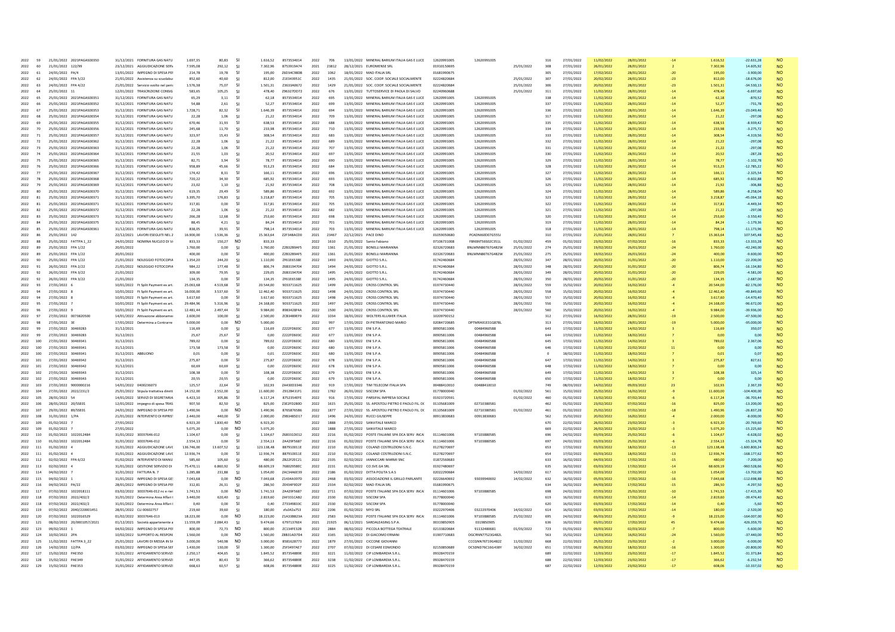| | | | | | | | | | | | | | | | | | | | | | | | | | |
|---|---|---|---|---|---|---|---|---|---|---|---|---|---|---|---|---|---|---|---|---|---|---|---|---|---|
| 2022 | 59 | 21/01/2022 | 2021PAGAS00350 | 31/12/2021 | FORNITURA GAS NATU | 1.697,35 | 80,83 | SI | 1.616,52 | 8573534014 | 2022 | 706 | 13/01/2022 | MINERAL BARIUM ITALIA GAS E LUCE | 12620991005 | 12620991005 | | 316 | 27/01/2022 | 11/02/2022 | 28/01/2022 | -14 | 1.616,52 | -22.631,28 | NO |
| 2022 | 60 | 21/01/2022 | 122/99 | 23/12/2021 | AGGIUDICAZIONE SERV | 7.595,08 | 292,12 | SI | 7.302,96 | 8753919A74 | 2021 | 23812 | 28/12/2021 | EUROMENSE SRL | 01910150695 | | 25/01/2022 | 308 | 27/01/2022 | 26/01/2022 | 28/01/2022 | 2 | 7.302,96 | 14.605,92 | NO |
| 2022 | 61 | 24/01/2022 | PA/4 | 13/01/2022 | IMPEGNO DI SPESA PEF | 214,78 | 19,78 | SI | 195,00 | Z6D34C980B | 2022 | 1062 | 18/01/2022 | MAD ITALIA SRL | 01681990675 | | | 305 | 27/01/2022 | 17/02/2022 | 28/01/2022 | -20 | 195,00 | -3.900,00 | NO |
| 2022 | 62 | 24/01/2022 | FPA 5/22 | 21/01/2022 | Assistenza su scuolabu | 852,60 | 40,60 | SI | 812,00 | Z1E343951C | 2022 | 1435 | 21/01/2022 | SOC. COOP. SOCIALE SOCIALMENTE | 02224820684 | | 25/01/2022 | 307 | 27/01/2022 | 20/02/2022 | 28/01/2022 | -23 | 812,00 | -18.676,00 | NO |
| 2022 | 63 | 24/01/2022 | FPA 4/22 | 21/01/2022 | Servizio svolto nel peri | 1.578,38 | 75,07 | SI | 1.501,31 | Z3633A0672 | 2022 | 1429 | 21/01/2022 | SOC. COOP. SOCIALE SOCIALMENTE | 02224820684 | | 25/01/2022 | 306 | 27/01/2022 | 20/02/2022 | 28/01/2022 | -23 | 1.501,31 | -34.530,13 | NO |
| 2022 | 64 | 25/01/2022 | 11 | 12/01/2022 | TRASCRIZIONE CONSIG | 583,65 | 105,25 | SI | 478,40 | Z96327DD72 | 2022 | 676 | 13/01/2022 | TUTTOSERVICE DI PAOLA DI SALVO | 02240960688 | | 25/01/2022 | 311 | 27/01/2022 | 11/02/2022 | 28/01/2022 | -14 | 478,40 | -6.697,60 | NO |
| 2022 | 65 | 25/01/2022 | 2021PAGAS00351 | 31/12/2021 | FORNITURA GAS NATU | 65,29 | 3,11 | SI | 62,18 | 8573534014 | 2022 | 695 | 13/01/2022 | MINERAL BARIUM ITALIA GAS E LUCE | 12620991005 | 12620991005 | | 338 | 27/01/2022 | 11/02/2022 | 28/01/2022 | -14 | 62,18 | -870,52 | NO |
| 2022 | 66 | 25/01/2022 | 2021PAGAS00352 | 31/12/2021 | FORNITURA GAS NATU | 54,88 | 2,61 | SI | 52,27 | 8573534014 | 2022 | 698 | 13/01/2022 | MINERAL BARIUM ITALIA GAS E LUCE | 12620991005 | 12620991005 | | 337 | 27/01/2022 | 11/02/2022 | 28/01/2022 | -14 | 52,27 | -731,78 | NO |
| 2022 | 67 | 25/01/2022 | 2021PAGAS00353 | 31/12/2021 | FORNITURA GAS NATU | 1.728,71 | 82,32 | SI | 1.646,39 | 8573534014 | 2022 | 694 | 13/01/2022 | MINERAL BARIUM ITALIA GAS E LUCE | 12620991005 | 12620991005 | | 336 | 27/01/2022 | 11/02/2022 | 28/01/2022 | -14 | 1.646,39 | -23.049,46 | NO |
| 2022 | 68 | 25/01/2022 | 2021PAGAS00354 | 31/12/2021 | FORNITURA GAS NATU | 22,28 | 1,06 | SI | 21,22 | 8573534014 | 2022 | 709 | 13/01/2022 | MINERAL BARIUM ITALIA GAS E LUCE | 12620991005 | 12620991005 | | 317 | 27/01/2022 | 11/02/2022 | 28/01/2022 | -14 | 21,22 | -297,08 | NO |
| 2022 | 69 | 25/01/2022 | 2021PAGAS00355 | 31/12/2021 | FORNITURA GAS NATU | 670,46 | 31,93 | SI | 638,53 | 8573534014 | 2022 | 688 | 13/01/2022 | MINERAL BARIUM ITALIA GAS E LUCE | 12620991005 | 12620991005 | | 335 | 27/01/2022 | 11/02/2022 | 28/01/2022 | -14 | 638,53 | -8.939,42 | NO |
| 2022 | 70 | 25/01/2022 | 2021PAGAS00356 | 31/12/2021 | FORNITURA GAS NATU | 245,68 | 11,70 | SI | 233,98 | 8573534014 | 2022 | 710 | 13/01/2022 | MINERAL BARIUM ITALIA GAS E LUCE | 12620991005 | 12620991005 | | 334 | 27/01/2022 | 11/02/2022 | 28/01/2022 | -14 | 233,98 | -3.275,72 | NO |
| 2022 | 71 | 25/01/2022 | 2021PAGAS00357 | 31/12/2021 | FORNITURA GAS NATU | 323,97 | 15,43 | SI | 308,54 | 8573534014 | 2022 | 683 | 13/01/2022 | MINERAL BARIUM ITALIA GAS E LUCE | 12620991005 | 12620991005 | | 333 | 27/01/2022 | 11/02/2022 | 28/01/2022 | -14 | 308,54 | -4.319,56 | NO |
| 2022 | 72 | 25/01/2022 | 2021PAGAS00362 | 31/12/2021 | FORNITURA GAS NATU | 22,28 | 1,06 | SI | 21,22 | 8573534014 | 2022 | 689 | 13/01/2022 | MINERAL BARIUM ITALIA GAS E LUCE | 12620991005 | 12620991005 | | 332 | 27/01/2022 | 11/02/2022 | 28/01/2022 | -14 | 21,22 | -297,08 | NO |
| 2022 | 73 | 25/01/2022 | 2021PAGAS00363 | 31/12/2021 | FORNITURA GAS NATU | 22,28 | 1,06 | SI | 21,22 | 8573534014 | 2022 | 707 | 13/01/2022 | MINERAL BARIUM ITALIA GAS E LUCE | 12620991005 | 12620991005 | | 331 | 27/01/2022 | 11/02/2022 | 28/01/2022 | -14 | 21,22 | -297,08 | NO |
| 2022 | 74 | 25/01/2022 | 2021PAGAS00364 | 31/12/2021 | FORNITURA GAS NATU | 21,55 | 1,03 | SI | 20,52 | 8573534014 | 2022 | 697 | 13/01/2022 | MINERAL BARIUM ITALIA GAS E LUCE | 12620991005 | 12620991005 | | 330 | 27/01/2022 | 11/02/2022 | 28/01/2022 | -14 | 20,52 | -287,28 | NO |
| 2022 | 75 | 25/01/2022 | 2021PAGAS00365 | 31/12/2021 | FORNITURA GAS NATU | 82,71 | 3,94 | SI | 78,77 | 8573534014 | 2022 | 690 | 13/01/2022 | MINERAL BARIUM ITALIA GAS E LUCE | 12620991005 | 12620991005 | | 329 | 27/01/2022 | 11/02/2022 | 28/01/2022 | -14 | 78,77 | -1.102,78 | NO |
| 2022 | 76 | 25/01/2022 | 2021PAGAS00366 | 31/12/2021 | FORNITURA GAS NATU | 958,89 | 45,66 | SI | 913,23 | 8573534014 | 2022 | 684 | 13/01/2022 | MINERAL BARIUM ITALIA GAS E LUCE | 12620991005 | 12620991005 | | 328 | 27/01/2022 | 11/02/2022 | 28/01/2022 | -14 | 913,23 | -12.785,22 | NO |
| 2022 | 77 | 25/01/2022 | 2021PAGAS00367 | 31/12/2021 | FORNITURA GAS NATU | 174,42 | 8,31 | SI | 166,11 | 8573534014 | 2022 | 696 | 13/01/2022 | MINERAL BARIUM ITALIA GAS E LUCE | 12620991005 | 12620991005 | | 327 | 27/01/2022 | 11/02/2022 | 28/01/2022 | -14 | 166,11 | -2.325,54 | NO |
| 2022 | 78 | 25/01/2022 | 2021PAGAS00368 | 31/12/2021 | FORNITURA GAS NATU | 720,22 | 34,30 | SI | 685,92 | 8573534014 | 2022 | 693 | 13/01/2022 | MINERAL BARIUM ITALIA GAS E LUCE | 12620991005 | 12620991005 | | 326 | 27/01/2022 | 11/02/2022 | 28/01/2022 | -14 | 685,92 | -9.602,88 | NO |
| 2022 | 79 | 25/01/2022 | 2021PAGAS00369 | 31/12/2021 | FORNITURA GAS NATU | 23,02 | 1,10 | SI | 21,92 | 8573534014 | 2022 | 708 | 13/01/2022 | MINERAL BARIUM ITALIA GAS E LUCE | 12620991005 | 12620991005 | | 325 | 27/01/2022 | 11/02/2022 | 28/01/2022 | -14 | 21,92 | -306,88 | NO |
| 2022 | 80 | 25/01/2022 | 2021PAGAS00370 | 31/12/2021 | FORNITURA GAS NATU | 619,35 | 29,49 | SI | 589,86 | 8573534014 | 2022 | 692 | 13/01/2022 | MINERAL BARIUM ITALIA GAS E LUCE | 12620991005 | 12620991005 | | 324 | 27/01/2022 | 11/02/2022 | 28/01/2022 | -14 | 589,86 | -8.258,04 | NO |
| 2022 | 81 | 25/01/2022 | 2021PAGAS00371 | 31/12/2021 | FORNITURA GAS NATU | 3.395,70 | 176,83 | SI | 3.218,87 | 8573534014 | 2022 | 705 | 13/01/2022 | MINERAL BARIUM ITALIA GAS E LUCE | 12620991005 | 12620991005 | | 323 | 27/01/2022 | 11/02/2022 | 28/01/2022 | -14 | 3.218,87 | -45.064,18 | NO |
| 2022 | 81 | 25/01/2022 | 2021PAGAS00371 | 31/12/2021 | FORNITURA GAS NATU | 317,81 | 0,00 | SI | 317,81 | 8573534014 | 2022 | 705 | 13/01/2022 | MINERAL BARIUM ITALIA GAS E LUCE | 12620991005 | 12620991005 | | 322 | 27/01/2022 | 11/02/2022 | 28/01/2022 | -14 | 317,81 | -4.449,34 | NO |
| 2022 | 82 | 25/01/2022 | 2021PAGAS00372 | 31/12/2021 | FORNITURA GAS NATU | 22,28 | 1,06 | SI | 21,22 | 8573534014 | 2022 | 682 | 13/01/2022 | MINERAL BARIUM ITALIA GAS E LUCE | 12620991005 | 12620991005 | | 321 | 27/01/2022 | 11/02/2022 | 28/01/2022 | -14 | 21,22 | -297,08 | NO |
| 2022 | 83 | 25/01/2022 | 2021PAGAS00373 | 31/12/2021 | FORNITURA GAS NATU | 266,28 | 12,68 | SI | 253,60 | 8573534014 | 2022 | 698 | 13/01/2022 | MINERAL BARIUM ITALIA GAS E LUCE | 12620991005 | 12620991005 | | 320 | 27/01/2022 | 11/02/2022 | 28/01/2022 | -14 | 253,60 | -3.550,40 | NO |
| 2022 | 84 | 25/01/2022 | 2021PAGAS00375 | 31/12/2021 | FORNITURA GAS NATU | 88,45 | 4,21 | SI | 84,24 | 8573534014 | 2022 | 701 | 13/01/2022 | MINERAL BARIUM ITALIA GAS E LUCE | 12620991005 | 12620991005 | | 319 | 27/01/2022 | 11/02/2022 | 28/01/2022 | -14 | 84,24 | -1.179,36 | NO |
| 2022 | 85 | 25/01/2022 | 2021PAGAS00361 | 31/12/2021 | FORNITURA GAS NATU | 838,05 | 39,91 | SI | 798,14 | 8573534014 | 2022 | 703 | 13/01/2022 | MINERAL BARIUM ITALIA GAS E LUCE | 12620991005 | 12620991005 | | 318 | 27/01/2022 | 11/02/2022 | 28/01/2022 | -14 | 798,14 | -11.173,96 | NO |
| 2022 | 86 | 25/01/2022 | 142 | 22/12/2021 | LAVORI ESEGUITI NEL 2 | 16.900,00 | 1.536,36 | SI | 15.363,64 | Z2F34BACD0 | 2021 | 23467 | 22/12/2021 | PACE DINO | 01059050680 | PCADNI60D07G555J | | 310 | 27/01/2022 | 21/01/2022 | 28/01/2022 | 7 | 15.363,64 | 107.545,48 | NO |
| 2022 | 87 | 25/01/2022 | FATTPA 1_22 | 24/01/2022 | NOMINA NUCLEO DI V | 833,33 | 150,27 | NO | 833,33 | | 2022 | 1610 | 25/01/2022 | Santo Fabiano | 07106731008 | FBNSNT56S02C351L | 01/02/2022 | 459 | 01/02/2022 | 23/02/2022 | 07/02/2022 | -16 | 833,33 | -13.333,28 | NO |
| 2022 | 88 | 25/01/2022 | FPA 1/22 | 20/01/2022 | | 1.760,00 | 0,00 | SI | 1.760,00 | Z2B3289AF5 | 2022 | 1361 | 21/01/2022 | BONELLI MARIANNA | 02326720683 | BNLMNN86T67G482W | 25/01/2022 | 274 | 25/01/2022 | 19/02/2022 | 26/01/2022 | -24 | 1.760,00 | -42.240,00 | NO |
| 2022 | 89 | 25/01/2022 | FPA 1/22 | 20/01/2022 | | 400,00 | 0,00 | SI | 400,00 | Z2B3289AF5 | 2022 | 1361 | 21/01/2022 | BONELLI MARIANNA | 02326720683 | BNLMNN86T67G482W | 25/01/2022 | 275 | 25/01/2022 | 19/02/2022 | 26/01/2022 | -24 | 400,00 | -9.600,00 | NO |
| 2022 | 90 | 25/01/2022 | FPA 1/22 | 21/01/2022 | NOLEGGIO FOTOCOPIA | 1.354,20 | 244,20 | SI | 1.110,00 | ZF61E6538E | 2022 | 1493 | 24/01/2022 | GIOTTO S.R.L. | 01742460684 | | 28/01/2022 | 347 | 28/01/2022 | 20/02/2022 | 31/01/2022 | -20 | 1.110,00 | -22.200,00 | NO |
| 2022 | 91 | 26/01/2022 | FPA 2/22 | 21/01/2022 | NOLEGGIO FOTOCOPIA | 984,22 | 177,48 | SI | 806,74 | Z6B3194704 | 2022 | 1494 | 24/01/2022 | GIOTTO S.R.L. | 01742460684 | | 28/01/2022 | 348 | 28/01/2022 | 20/02/2022 | 31/01/2022 | -20 | 806,74 | -16.134,80 | NO |
| 2022 | 92 | 26/01/2022 | FPA 3/22 | 21/01/2022 | | 309,00 | 79,95 | SI | 229,05 | Z6B3194704 | 2022 | 1495 | 24/01/2022 | GIOTTO S.R.L. | 01742460684 | | 28/01/2022 | 349 | 28/01/2022 | 20/02/2022 | 31/01/2022 | -20 | 229,05 | -4.581,00 | NO |
| 2022 | 92 | 26/01/2022 | FPA 3/22 | 21/01/2022 | | 134,35 | 0,00 | SI | 134,35 | ZF61E6538E | 2022 | 1495 | 24/01/2022 | GIOTTO S.R.L. | 01742460684 | | 28/01/2022 | 350 | 28/01/2022 | 20/02/2022 | 31/01/2022 | -20 | 134,35 | -2.687,00 | NO |
| 2022 | 93 | 27/01/2022 | 6 | 10/01/2022 | Ft Split Payment ex art. | 25.063,68 | 4.519,68 | SI | 20.544,00 | 9033711625 | 2022 | 1499 | 24/01/2022 | CROSS CONTROL SRL | 01974730440 | | 28/01/2022 | 559 | 15/02/2022 | 20/02/2022 | 16/02/2022 | -4 | 20.544,00 | -82.176,00 | NO |
| 2022 | 94 | 27/01/2022 | 8 | 10/01/2022 | Ft Split Payment ex art. | 16.000,00 | 3.537,60 | SI | 12.462,40 | 9033711625 | 2022 | 1498 | 24/01/2022 | CROSS CONTROL SRL | 01974730440 | | 28/01/2022 | 558 | 15/02/2022 | 20/02/2022 | 16/02/2022 | -4 | 12.462,40 | -49.849,60 | NO |
| 2022 | 94 | 27/01/2022 | 8 | 10/01/2022 | Ft Split Payment ex art. | 3.617,60 | 0,00 | SI | 3.617,60 | 9033711625 | 2022 | 1498 | 24/01/2022 | CROSS CONTROL SRL | 01974730440 | | 28/01/2022 | 557 | 15/02/2022 | 20/02/2022 | 16/02/2022 | -4 | 3.617,60 | -14.470,40 | NO |
| 2022 | 95 | 27/01/2022 | 7 | 10/01/2022 | Ft Split Payment ex art. | 29.484,96 | 5.316,96 | SI | 24.168,00 | 9033711625 | 2022 | 1497 | 24/01/2022 | CROSS CONTROL SRL | 01974730440 | | 28/01/2022 | 556 | 15/02/2022 | 20/02/2022 | 16/02/2022 | -4 | 24.168,00 | -96.672,00 | NO |
| 2022 | 96 | 27/01/2022 | 9 | 10/01/2022 | Ft Split Payment ex art. | 12.481,44 | 2.497,44 | SI | 9.984,00 | 8983428F4A | 2022 | 1500 | 24/01/2022 | CROSS CONTROL SRL | 01974730440 | | 28/01/2022 | 560 | 15/02/2022 | 20/02/2022 | 16/02/2022 | -4 | 9.984,00 | -39.936,00 | NO |
| 2022 | 97 | 27/01/2022 | 0073820500 | 14/01/2022 | Attivazione abbonamer | 2.600,00 | 100,00 | SI | 2.500,00 | ZCB3489EF9 | 2022 | 1034 | 18/01/2022 | WOLTERS KLUWER ITALIA | 10209790152 | | | 312 | 27/01/2022 | 16/02/2022 | 28/01/2022 | -19 | 2.500,00 | -47.500,00 | NO |
| 2022 | 98 | 27/01/2022 | 3E | 17/01/2022 | Determina a Contrarre | 5.000,00 | 0,00 | NO | 5.000,00 | | 2022 | 997 | 17/01/2022 | DI PIETRANTONIO MARIO | 02084720685 | DPTMRA91E31G878L | | 313 | 27/01/2022 | 16/02/2022 | 28/01/2022 | -19 | 5.000,00 | -95.000,00 | NO |
| 2022 | 99 | 27/01/2022 | 30469283 | 31/12/2021 | | 116,69 | 0,00 | SI | 116,69 | Z222F0603C | 2022 | 677 | 13/01/2022 | ENI S.P.A. | 00905811006 | 00484960588 | | 643 | 17/02/2022 | 11/02/2022 | 14/02/2022 | 3 | 116,69 | 350,07 | NO |
| 2022 | 99 | 27/01/2022 | 30469283 | 31/12/2021 | | 25,67 | 25,67 | SI | 0,00 | Z222F0603C | 2022 | 677 | 13/01/2022 | ENI S.P.A. | 00905811006 | 00484960588 | | 644 | 17/02/2022 | 11/02/2022 | 18/02/2022 | 7 | 0,00 | 0,00 | NO |
| 2022 | 100 | 27/01/2022 | 30469341 | 31/12/2021 | | 789,02 | 0,00 | SI | 789,02 | Z222F0603C | 2022 | 680 | 13/01/2022 | ENI S.P.A. | 00905811006 | 00484960588 | | 645 | 17/02/2022 | 11/02/2022 | 14/02/2022 | 3 | 789,02 | 2.367,06 | NO |
| 2022 | 100 | 27/01/2022 | 30469341 | 31/12/2021 | | 173,58 | 173,58 | SI | 0,00 | Z222F0603C | 2022 | 680 | 13/01/2022 | ENI S.P.A. | 00905811006 | 00484960588 | | 646 | 17/02/2022 | 11/02/2022 | 22/02/2022 | 11 | 0,00 | 0,00 | NO |
| 2022 | 100 | 27/01/2022 | 30469341 | 31/12/2021 | ABBUONO | 0,01 | 0,00 | SI | 0,01 | Z222F0603C | 2022 | 680 | 13/01/2022 | ENI S.P.A. | 00905811006 | 00484960588 | | 0 | 18/02/2022 | 11/02/2022 | 18/02/2022 | 7 | 0,01 | 0,07 | NO |
| 2022 | 101 | 27/01/2022 | 30469342 | 31/12/2021 | | 275,87 | 0,00 | SI | 275,87 | Z222F0603C | 2022 | 678 | 13/01/2022 | ENI S.P.A. | 00905811006 | 00484960588 | | 647 | 17/02/2022 | 11/02/2022 | 14/02/2022 | 3 | 275,87 | 827,61 | NO |
| 2022 | 101 | 27/01/2022 | 30469342 | 31/12/2021 | | 60,69 | 60,69 | SI | 0,00 | Z222F0603C | 2022 | 678 | 13/01/2022 | ENI S.P.A. | 00905811006 | 00484960588 | | 648 | 17/02/2022 | 11/02/2022 | 18/02/2022 | 7 | 0,00 | 0,00 | NO |
| 2022 | 102 | 27/01/2022 | 30469343 | 31/12/2021 | | 108,38 | 0,00 | SI | 108,38 | Z222F0603C | 2022 | 679 | 13/01/2022 | ENI S.P.A. | 00905811006 | 00484960588 | | 649 | 17/02/2022 | 11/02/2022 | 14/02/2022 | 3 | 108,38 | 325,14 | NO |
| 2022 | 102 | 27/01/2022 | 30469343 | 31/12/2021 | | 20,55 | 20,55 | SI | 0,00 | Z222F0603C | 2022 | 679 | 13/01/2022 | ENI S.P.A. | 00905811006 | 00484960588 | | 650 | 17/02/2022 | 11/02/2022 | 18/02/2022 | 7 | 0,00 | 0,00 | NO |
| 2022 | 103 | 27/01/2022 | 0000000216 | 14/01/2022 | 0400236073 | 125,57 | 22,64 | SI | 102,93 | ZA43033346 | 2022 | 919 | 17/01/2022 | TIM TELECOM ITALIA SPA | 00488410010 | 00488410010 | | 749 | 08/03/2022 | 14/02/2022 | 09/03/2022 | 23 | 102,93 | 2.367,39 | NO |
| 2022 | 104 | 27/01/2022 | 2022/231/2 | 25/01/2022 | Stipula trattativa diret | 14.152,00 | 2.552,00 | SI | 11.600,00 | Z912B431F1 | 2022 | 1782 | 26/01/2022 | SISCOM SPA | 01778000040 | | 01/02/2022 | 561 | 15/02/2022 | 25/02/2022 | 16/02/2022 | -9 | 11.600,00 | -104.400,00 | NO |
| 2022 | 105 | 28/01/2022 | 54 | 14/01/2022 | SERVIZI DI SEGRETARIA | 6.423,10 | 305,86 | SI | 6.117,24 | 875235AEFE | 2022 | 916 | 17/01/2022 | PARSIFAL IMPRESA SOCIALE | 01923720591 | | 01/02/2022 | 460 | 01/02/2022 | 13/02/2022 | 07/02/2022 | -6 | 6.117,24 | -36.703,44 | NO |
| 2022 | 106 | 28/01/2022 | 20/5SE01 | 12/01/2022 | impegno di spesa TRAS | 907,50 | 82,50 | SI | 825,00 | Z3E2FD280D | 2022 | 1615 | 25/01/2022 | SS. APOSTOLI PIETRO E PAOLO FIL. DC | 01105681009 | 02710380581 | | 462 | 01/02/2022 | 23/02/2022 | 07/02/2022 | -16 | 825,00 | -13.200,00 | NO |
| 2022 | 107 | 29/01/2022 | 89/5SE01 | 24/01/2022 | IMPEGNO DI SPESA PEF | 1.490,96 | 0,00 | NO | 1.490,96 | 8765B765B6 | 2022 | 2172 | 27/01/2022 | SS. APOSTOLI PIETRO E PAOLO FIL. DC | 01105681009 | 02710380581 | 01/02/2022 | 461 | 01/02/2022 | 25/02/2022 | 07/02/2022 | -18 | 1.490,96 | -26.837,28 | NO |
| 2022 | 108 | 31/01/2022 | 1/PA | 21/01/2022 | INTERVENTO DI RIPRIST | 2.440,00 | 440,00 | SI | 2.000,00 | Z9B348SD17 | 2022 | 1496 | 24/01/2022 | RUCCI GIUSEPPE | 00913830683 | 00913830683 | | 562 | 15/02/2022 | 20/02/2022 | 16/02/2022 | -4 | 2.000,00 | -8.000,00 | NO |
| 2022 | 109 | 01/02/2022 | 7 | 27/01/2022 | | 8.293,20 | 1.830,40 | NO | 6.923,20 | | 2022 | 1888 | 27/01/2022 | SANVITALE MARCO | | | | 670 | 22/02/2022 | 26/02/2022 | 23/02/2022 | -3 | 6.923,20 | -20.769,60 | NO |
| 2022 | 109 | 01/02/2022 | 7 | 27/01/2022 | | 5.075,20 | 0,00 | NO | 5.075,20 | | 2022 | 1888 | 27/01/2022 | SANVITALE MARCO | | | | 669 | 22/02/2022 | 26/02/2022 | 23/02/2022 | -3 | 5.075,20 | -15.225,60 | NO |
| 2022 | 110 | 01/02/2022 | 1022012484 | 31/01/2022 | 30037646-012 | 1.104,67 | 0,00 | SI | 1.104,67 | Z68331D012 | 2022 | 2216 | 01/02/2022 | POSTE ITALIANE SPA DCA SERV. INCA | 01114601006 | 97103880585 | | 696 | 24/02/2022 | 03/03/2022 | 25/02/2022 | -6 | 1.104,67 | -6.628,02 | NO |
| 2022 | 110 | 01/02/2022 | 1022012484 | 31/01/2022 | 30037646-012 | 2.554,13 | 0,00 | SI | 2.554,13 | ZA429E5687 | 2022 | 2216 | 01/02/2022 | POSTE ITALIANE SPA DCA SERV. INCA | 01114601006 | 97103880585 | | 697 | 24/02/2022 | 03/03/2022 | 25/02/2022 | -6 | 2.554,13 | -15.324,78 | NO |
| 2022 | 111 | 01/02/2022 | 4 | 31/01/2022 | AGGIUDICAZIONE LAVC | 136.746,00 | 13.607,52 | SI | 123.138,48 | 887910011E | 2022 | 2210 | 01/02/2022 | COLANZI COSTRUZIONI S.N.C. | 01278270697 | | | 653 | 17/02/2022 | 03/03/2022 | 18/02/2022 | -13 | 123.138,48 | -1.600.800,24 | NO |
| 2022 | 111 | 01/02/2022 | 4 | 31/01/2022 | AGGIUDICAZIONE LAVC | 12.936,74 | 0,00 | SI | 12.936,74 | 887910011E | 2022 | 2210 | 01/02/2022 | COLANZI COSTRUZIONI S.N.C. | 01278270697 | | | 654 | 17/02/2022 | 03/03/2022 | 18/02/2022 | -13 | 12.936,74 | -168.177,62 | NO |
| 2022 | 112 | 02/02/2022 | FPA 6/22 | 01/02/2022 | INTERVENTO DI MANU | 585,60 | 105,60 | SI | 480,00 | ZB22F2EC21 | 2022 | 2335 | 02/02/2022 | IANNICCARI MARMI SNC | 01872560683 | | | 633 | 16/02/2022 | 04/03/2022 | 17/02/2022 | -15 | 480,00 | -7.200,00 | NO |
| 2022 | 113 | 02/02/2022 | 4 | 31/01/2022 | GESTIONE SERVIZIO DI | 75.470,11 | 6.860,92 | SI | 68.609,19 | 76802958EC | 2022 | 2231 | 01/02/2022 | CO.SVE.GA SRL | 01927480697 | | | 635 | 16/02/2022 | 03/03/2022 | 17/02/2022 | -14 | 68.609,19 | -960.528,66 | NO |
| 2022 | 114 | 04/02/2022 | 7 | 31/01/2022 | FATTURA N. 7 | 1.285,88 | 231,88 | SI | 1.054,00 | ZAC34A6E39 | 2022 | 2186 | 01/02/2022 | DITTA POLITA S.A.S | 02022290684 | | 14/02/2022 | 617 | 16/02/2022 | 02/03/2022 | 17/02/2022 | -13 | 1.054,00 | -13.702,00 | NO |
| 2022 | 115 | 04/02/2022 | 1 | 31/01/2022 | IMPEGNO DI SPESA GE! | 7.043,68 | 0,00 | NO | 7.043,68 | Z1434A397D | 2022 | 2468 | 03/02/2022 | ASSOCIAZIONE IL GRILLO PARLANTE | 02226640692 | 93039940692 | 14/02/2022 | 632 | 16/02/2022 | 05/03/2022 | 17/02/2022 | -16 | 7.043,68 | -112.698,88 | NO |
| 2022 | 116 | 04/02/2022 | PA/22 | 28/01/2022 | IMPEGNO DI SPESA PEF | 312,81 | 26,31 | SI | 286,50 | ZE434F9D2F | 2022 | 2334 | 02/02/2022 | MAD ITALIA SRL | 01681990675 | | | 634 | 16/02/2022 | 04/03/2022 | 17/02/2022 | -15 | 286,50 | -4.297,50 | NO |
| 2022 | 117 | 07/02/2022 | 1022018111 | 03/02/2022 | 30037646-012 nc e rier | 1.741,53 | 0,00 | NO | 1.741,53 | ZA429E5687 | 2022 | 2711 | 07/02/2022 | POSTE ITALIANE SPA DCA SERV. INCA | 01114601006 | 97103880585 | | 698 | 24/02/2022 | 07/03/2022 | 25/02/2022 | -10 | 1.741,53 | -17.415,30 | NO |
| 2022 | 118 | 07/02/2022 | 2022/402/2 | 31/01/2022 | Determina Area Affari I | 3.440,00 | 620,40 | SI | 2.819,60 | ZAF331CAB2 | 2022 | 2330 | 02/02/2022 | SISCOM SPA | 01778000040 | | | 619 | 16/02/2022 | 03/03/2022 | 17/02/2022 | -14 | 2.819,60 | -39.474,40 | NO |
| 2022 | 118 | 07/02/2022 | 2022/402/2 | 31/01/2022 | Determina Area Affari I | 0,40 | 0,00 | SI | 0,40 | Z733498S3C | 2022 | 2330 | 02/02/2022 | SISCOM SPA | 01778000040 | | | 620 | 16/02/2022 | 03/03/2022 | 17/02/2022 | -14 | 0,40 | -5,60 | NO |
| 2022 | 119 | 07/02/2022 | 2040/220001451 | 28/01/2022 | CLI 00602757 | 219,60 | 39,60 | SI | 180,00 | zfa342a753 | 2022 | 2206 | 01/02/2022 | MYO SRL | 03222970406 | 03222970406 | 14/02/2022 | 614 | 16/02/2022 | 03/03/2022 | 17/02/2022 | -14 | 180,00 | -2.520,00 | NO |
| 2022 | 120 | 07/02/2022 | 1022016529 | 01/02/2022 | 30037646-013 | 18.223,00 | 0,00 | NO | 18.223,00 | Z1A338B23A | 2022 | 2583 | 04/02/2022 | POSTE ITALIANE SPA DCA SERV. INCA | 01114601006 | 97103880585 | 25/02/2022 | 695 | 24/02/2022 | 06/03/2022 | 25/02/2022 | -9 | 18.223,00 | -164.007,00 | NO |
| 2022 | 121 | 08/02/2022 | 20/0001057/2021 | 01/12/2021 | Società appartenente a | 11.559,09 | 2.084,43 | SI | 9.474,66 | 6797137E64 | 2021 | 21925 | 06/12/2021 | SARDALEASING S.P.A. | 00319850905 | 0319850905 | | 636 | 16/02/2022 | 03/01/2022 | 17/02/2022 | 45 | 9.474,66 | 426.359,70 | NO |
| 2022 | 123 | 09/02/2022 | 1 | 04/02/2022 | IMPEGNO DI SPESA PEF | 800,00 | 72,73 | NO | 800,00 | ZC134FE32B | 2022 | 2884 | 08/02/2022 | PICCOLA BOTTEGA TEATRALE | 02133820684 | 91132480681 | 01/03/2022 | 723 | 01/03/2022 | 09/03/2022 | 02/03/2022 | -7 | 800,00 | -5.600,00 | NO |
| 2022 | 124 | 10/02/2022 | 2PA | 10/02/2022 | SUPPORTO AL RESPONS | 1.560,00 | 0,00 | NO | 1.560,00 | ZBB31AD7D4 | 2022 | 3165 | 10/02/2022 | DI GIACOMO ERNANI | 01907710683 | DGCRNN77S23G482L | | 563 | 15/02/2022 | 12/03/2022 | 16/02/2022 | -24 | 1.560,00 | -37.440,00 | NO |
| 2022 | 125 | 12/02/2022 | FATTPA 3_22 | 25/01/2022 | LAVORI DI MESSA IN SI | 3.000,00 | 540,98 | NO | 3.000,00 | 8581628773 | 2022 | 1879 | 27/01/2022 | CICCONE GIOVANNI | | CCCGNN76T19G482Z | 11/02/2022 | 668 | 22/02/2022 | 25/02/2022 | 23/02/2022 | -2 | 3.000,00 | -6.000,00 | NO |
| 2022 | 126 | 14/02/2022 | 12/PA | 03/02/2022 | IMPEGNO DI SPESA SEF | 1.430,00 | 130,00 | SI | 1.300,00 | Z5F3497AE7 | 2022 | 2707 | 07/02/2022 | DI CESARE EDMONDO | 02150850689 | DCSDND76C16G438Y | 16/02/2022 | 651 | 17/02/2022 | 06/03/2022 | 18/02/2022 | -16 | 1.300,00 | -20.800,00 | NO |
| 2022 | 127 | 15/02/2022 | PAE350 | 31/01/2022 | AFFIDAMENTO SERVIZI | 2.250,17 | 404,65 | SI | 1.845,52 | 857354889E | 2022 | 3221 | 11/02/2022 | CIP LOMBARDIA S.R.L. | 09328470159 | | | 689 | 22/02/2022 | 12/03/2022 | 23/02/2022 | -17 | 1.845,52 | -31.373,84 | NO |
| 2022 | 128 | 15/02/2022 | PAE349 | 31/01/2022 | AFFIDAMENTO SERVIZI | 447,05 | 80,43 | SI | 366,62 | 857354889E | 2022 | 3238 | 11/02/2022 | CIP LOMBARDIA S.R.L. | 09328470159 | | | 688 | 22/02/2022 | 12/03/2022 | 23/02/2022 | -17 | 366,62 | -6.232,54 | NO |
| 2022 | 129 | 15/02/2022 | PAE353 | 31/01/2022 | AFFIDAMENTO SERVIZI | 668,63 | 60,57 | SI | 608,06 | 857354889E | 2022 | 3225 | 11/02/2022 | CIP LOMBARDIA S.R.L. | 09328470159 | | | 687 | 22/02/2022 | 12/03/2022 | 23/02/2022 | -17 | 608,06 | -10.337,02 | NO |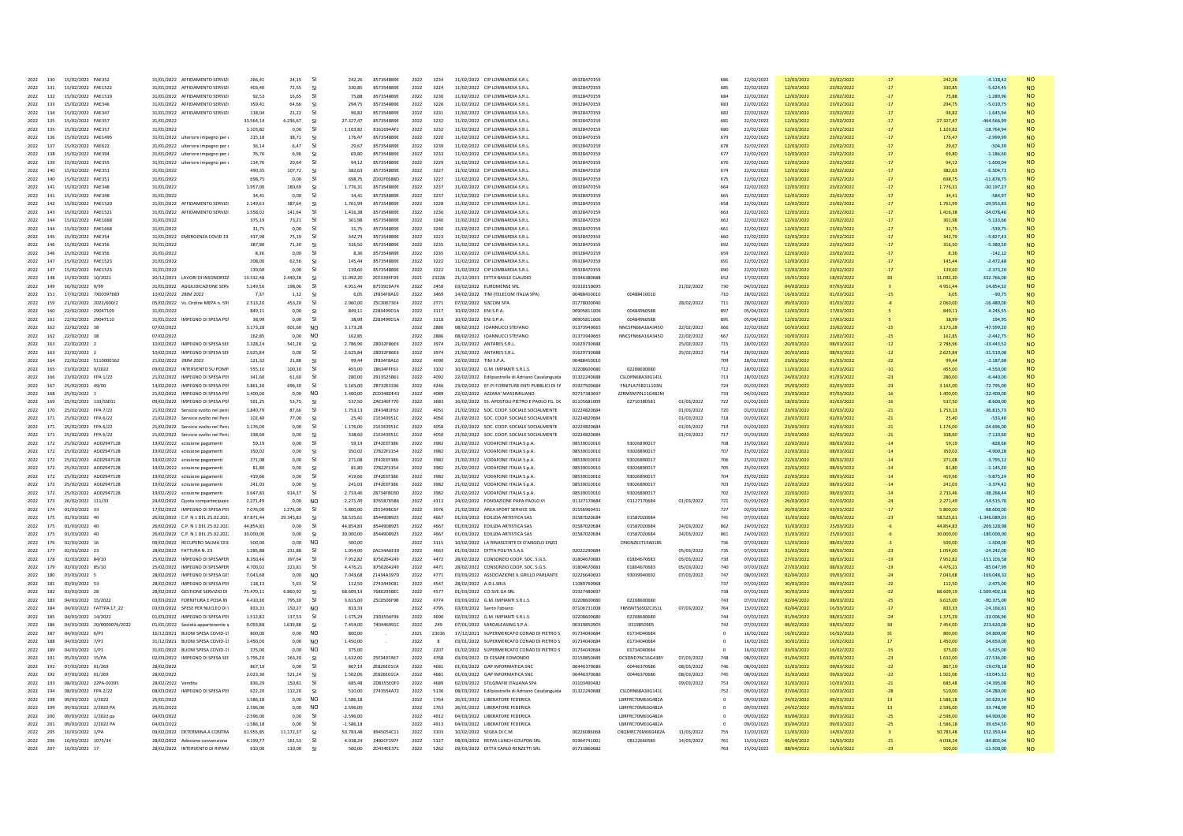| | | | | | | | | | | | | | | | | | | | | | | | | | |
|---|---|---|---|---|---|---|---|---|---|---|---|---|---|---|---|---|---|---|---|---|---|---|---|---|---|
| 2022 | 130 | 15/02/2022 | PAE352 | 31/01/2022 | AFFIDAMENTO SERVIZI | 266,41 | 24,15 | SI | 242,26 | 857354889E | 2022 | 3234 | 11/02/2022 | CIP LOMBARDIA S.R.L. | 09328470159 | | | 686 | 22/02/2022 | 12/03/2022 | 23/02/2022 | -17 | 242,26 | -4.118,42 | NO |
| 2022 | 131 | 15/02/2022 | PAE1522 | 31/01/2022 | AFFIDAMENTO SERVIZI | 403,40 | 72,55 | SI | 330,85 | 857354889E | 2022 | 3224 | 11/02/2022 | CIP LOMBARDIA S.R.L. | 09328470159 | | | 685 | 22/02/2022 | 12/03/2022 | 23/02/2022 | -17 | 330,85 | -5.624,45 | NO |
| 2022 | 132 | 15/02/2022 | PAE1519 | 31/01/2022 | AFFIDAMENTO SERVIZI | 92,53 | 16,65 | SI | 75,88 | 857354889E | 2022 | 3230 | 11/02/2022 | CIP LOMBARDIA S.R.L. | 09328470159 | | | 684 | 22/02/2022 | 12/03/2022 | 23/02/2022 | -17 | 75,88 | -1.289,96 | NO |
| 2022 | 133 | 15/02/2022 | PAE346 | 31/01/2022 | AFFIDAMENTO SERVIZI | 359,41 | 64,66 | SI | 294,75 | 857354889E | 2022 | 3226 | 11/02/2022 | CIP LOMBARDIA S.R.L. | 09328470159 | | | 683 | 22/02/2022 | 12/03/2022 | 23/02/2022 | -17 | 294,75 | -5.010,75 | NO |
| 2022 | 134 | 15/02/2022 | PAE347 | 31/01/2022 | AFFIDAMENTO SERVIZI | 118,04 | 21,22 | SI | 96,82 | 857354889E | 2022 | 3231 | 11/02/2022 | CIP LOMBARDIA S.R.L. | 09328470159 | | | 682 | 22/02/2022 | 12/03/2022 | 23/02/2022 | -17 | 96,82 | -1.645,94 | NO |
| 2022 | 135 | 15/02/2022 | PAE357 | 31/01/2022 | | 33.564,14 | 6.236,67 | SI | 27.327,47 | 857354889E | 2022 | 3232 | 11/02/2022 | CIP LOMBARDIA S.R.L. | 09328470159 | | | 681 | 22/02/2022 | 12/03/2022 | 23/02/2022 | -17 | 27.327,47 | -464.566,99 | NO |
| 2022 | 135 | 15/02/2022 | PAE357 | 31/01/2022 | | 1.103,82 | 0,00 | SI | 1.103,82 | 8161694AF2 | 2022 | 3232 | 11/02/2022 | CIP LOMBARDIA S.R.L. | 09328470159 | | | 680 | 22/02/2022 | 12/03/2022 | 23/02/2022 | -17 | 1.103,82 | -18.764,94 | NO |
| 2022 | 136 | 15/02/2022 | PAE1495 | 31/01/2022 | ulteriore impegno per | 215,18 | 38,71 | SI | 176,47 | 857354889E | 2022 | 3220 | 11/02/2022 | CIP LOMBARDIA S.R.L. | 09328470159 | | | 679 | 22/02/2022 | 12/03/2022 | 23/02/2022 | -17 | 176,47 | -2.999,99 | NO |
| 2022 | 137 | 15/02/2022 | PAE622 | 31/01/2022 | ulteriore impegno per | 36,14 | 6,47 | SI | 29,67 | 857354889E | 2022 | 3239 | 11/02/2022 | CIP LOMBARDIA S.R.L. | 09328470159 | | | 678 | 22/02/2022 | 12/03/2022 | 23/02/2022 | -17 | 29,67 | -504,39 | NO |
| 2022 | 138 | 15/02/2022 | PAE394 | 31/01/2022 | ulteriore impegno per | 76,76 | 6,96 | SI | 69,80 | 857354889E | 2022 | 3233 | 11/02/2022 | CIP LOMBARDIA S.R.L. | 09328470159 | | | 677 | 22/02/2022 | 12/03/2022 | 23/02/2022 | -17 | 69,80 | -1.186,60 | NO |
| 2022 | 139 | 15/02/2022 | PAE355 | 31/01/2022 | ulteriore impegno per | 114,76 | 20,64 | SI | 94,12 | 857354889E | 2022 | 3229 | 11/02/2022 | CIP LOMBARDIA S.R.L. | 09328470159 | | | 676 | 22/02/2022 | 12/03/2022 | 23/02/2022 | -17 | 94,12 | -1.600,04 | NO |
| 2022 | 140 | 15/02/2022 | PAE351 | 31/01/2022 | | 490,35 | 107,72 | SI | 382,63 | 857354889E | 2022 | 3227 | 11/02/2022 | CIP LOMBARDIA S.R.L. | 09328470159 | | | 674 | 22/02/2022 | 12/03/2022 | 23/02/2022 | -17 | 382,63 | -6.504,71 | NO |
| 2022 | 140 | 15/02/2022 | PAE351 | 31/01/2022 | | 698,75 | 0,00 | SI | 698,75 | ZD02F0688D | 2022 | 3227 | 11/02/2022 | CIP LOMBARDIA S.R.L. | 09328470159 | | | 675 | 22/02/2022 | 12/03/2022 | 23/02/2022 | -17 | 698,75 | -11.878,75 | NO |
| 2022 | 141 | 15/02/2022 | PAE348 | 31/01/2022 | | 1.957,00 | 180,69 | SI | 1.776,31 | 857354889E | 2022 | 3237 | 11/02/2022 | CIP LOMBARDIA S.R.L. | 09328470159 | | | 664 | 22/02/2022 | 12/03/2022 | 23/02/2022 | -17 | 1.776,31 | -30.197,27 | NO |
| 2022 | 141 | 15/02/2022 | PAE348 | 31/01/2022 | | 34,41 | 0,00 | SI | 34,41 | 857354889E | 2022 | 3237 | 11/02/2022 | CIP LOMBARDIA S.R.L. | 09328470159 | | | 665 | 22/02/2022 | 12/03/2022 | 23/02/2022 | -17 | 34,41 | -584,97 | NO |
| 2022 | 142 | 15/02/2022 | PAE1520 | 31/01/2022 | AFFIDAMENTO SERVIZI | 2.149,63 | 387,64 | SI | 1.761,99 | 857354889E | 2022 | 3228 | 11/02/2022 | CIP LOMBARDIA S.R.L. | 09328470159 | | | 658 | 22/02/2022 | 12/03/2022 | 23/02/2022 | -17 | 1.761,99 | -29.953,83 | NO |
| 2022 | 143 | 15/02/2022 | PAE1521 | 31/01/2022 | AFFIDAMENTO SERVIZI | 1.558,02 | 141,64 | SI | 1.416,38 | 857354889E | 2022 | 3236 | 11/02/2022 | CIP LOMBARDIA S.R.L. | 09328470159 | | | 663 | 22/02/2022 | 12/03/2022 | 23/02/2022 | -17 | 1.416,38 | -24.078,46 | NO |
| 2022 | 144 | 15/02/2022 | PAE1668 | 31/01/2022 | | 375,19 | 73,21 | SI | 301,98 | 857354889E | 2022 | 3240 | 11/02/2022 | CIP LOMBARDIA S.R.L. | 09328470159 | | | 662 | 22/02/2022 | 12/03/2022 | 23/02/2022 | -17 | 301,98 | -5.133,66 | NO |
| 2022 | 144 | 15/02/2022 | PAE1668 | 31/01/2022 | | 31,75 | 0,00 | SI | 31,75 | 857354889E | 2022 | 3240 | 11/02/2022 | CIP LOMBARDIA S.R.L. | 09328470159 | | | 661 | 22/02/2022 | 12/03/2022 | 23/02/2022 | -17 | 31,75 | -539,75 | NO |
| 2022 | 145 | 15/02/2022 | PAE354 | 31/01/2022 | EMERGENZA COVID 19 | 417,98 | 75,19 | SI | 342,79 | 857354889E | 2022 | 3223 | 11/02/2022 | CIP LOMBARDIA S.R.L. | 09328470159 | | | 660 | 22/02/2022 | 12/03/2022 | 23/02/2022 | -17 | 342,79 | -5.827,43 | NO |
| 2022 | 146 | 15/02/2022 | PAE356 | 31/01/2022 | | 387,80 | 71,30 | SI | 316,50 | 857354889E | 2022 | 3235 | 11/02/2022 | CIP LOMBARDIA S.R.L. | 09328470159 | | | 692 | 22/02/2022 | 12/03/2022 | 23/02/2022 | -17 | 316,50 | -5.380,50 | NO |
| 2022 | 146 | 15/02/2022 | PAE356 | 31/01/2022 | | 8,36 | 0,00 | SI | 8,36 | 857354889E | 2022 | 3235 | 11/02/2022 | CIP LOMBARDIA S.R.L. | 09328470159 | | | 659 | 22/02/2022 | 12/03/2022 | 23/02/2022 | -17 | 8,36 | -142,12 | NO |
| 2022 | 147 | 15/02/2022 | PAE1523 | 31/01/2022 | | 208,00 | 62,56 | SI | 145,44 | 857354889E | 2022 | 3222 | 11/02/2022 | CIP LOMBARDIA S.R.L. | 09328470159 | | | 691 | 22/02/2022 | 12/03/2022 | 23/02/2022 | -17 | 145,44 | -2.472,48 | NO |
| 2022 | 147 | 15/02/2022 | PAE1523 | 31/01/2022 | | 139,60 | 0,00 | SI | 139,60 | 857354889E | 2022 | 3222 | 11/02/2022 | CIP LOMBARDIA S.R.L. | 09328470159 | | | 690 | 22/02/2022 | 12/03/2022 | 23/02/2022 | -17 | 139,60 | -2.373,20 | NO |
| 2022 | 148 | 15/02/2022 | 10/2021 | 20/12/2021 | LAVORI DI INSONORIZZ | 13.532,48 | 2.440,28 | SI | 11.092,20 | ZCE3394FDE | 2021 | 23228 | 21/12/2021 | DITTA BASILE CLAUDIO | 01946380688 | | | 652 | 17/02/2022 | 19/01/2022 | 18/02/2022 | 30 | 11.092,20 | 332.766,00 | NO |
| 2022 | 149 | 16/02/2022 | 9/99 | 31/01/2022 | AGGIUDICAZIONE SERV | 5.149,50 | 198,06 | SI | 4.951,44 | 87539159A74 | 2022 | 2450 | 03/02/2022 | EUROMENSE SRL | 01910150695 | | 21/02/2022 | 730 | 04/03/2022 | 04/03/2022 | 07/03/2022 | 3 | 4.951,44 | 14.854,32 | NO |
| 2022 | 151 | 17/02/2022 | 7X00397683 | 10/02/2022 | 2BIM 2022 | 7,37 | 1,32 | SI | 6,05 | ZF834F8A10 | 2022 | 3469 | 14/02/2022 | TIM (TELECOM ITALIA SPA) | 00488410010 | 00488410010 | | 710 | 28/02/2022 | 16/03/2022 | 01/03/2022 | -15 | 6,05 | -90,75 | NO |
| 2022 | 159 | 22/02/2022 | 2022/600/2 | 05/02/2022 | Vs. Ordine MEPA n. 59! | 2.513,20 | 453,20 | SI | 2.060,00 | Z5C30673E4 | 2022 | 2771 | 01/02/2022 | SISCOM SPA | 01778000040 | | 28/02/2022 | 711 | 28/02/2022 | 09/03/2022 | 01/03/2022 | -8 | 2.060,00 | -16.480,00 | NO |
| 2022 | 160 | 22/02/2022 | 29047109 | 31/01/2022 | | 849,11 | 0,00 | SI | 849,11 | Z2B3499D1A | 2022 | 3117 | 10/02/2022 | ENI S.P.A. | 00905811006 | 00484960588 | | 897 | 05/04/2022 | 12/03/2022 | 17/03/2022 | 5 | 849,11 | 4.245,55 | NO |
| 2022 | 161 | 22/02/2022 | 29047110 | 31/01/2022 | IMPEGNO DI SPESA PEI | 38,99 | 0,00 | SI | 38,99 | Z2B3499D1A | 2022 | 3118 | 10/02/2022 | ENI S.P.A. | 00905811006 | 00484960588 | | 895 | 05/04/2022 | 12/03/2022 | 17/03/2022 | 5 | 38,99 | 194,95 | NO |
| 2022 | 162 | 22/02/2022 | 38 | 07/02/2022 | | 3.173,28 | 601,60 | NO | 3.173,28 | | 2022 | 2886 | 08/02/2022 | IOANNUCCI STEFANO | 01373940665 | NNCSFN66A16A345O | 22/02/2022 | 666 | 22/02/2022 | 10/03/2022 | 23/02/2022 | -15 | 3.173,28 | -47.599,20 | NO |
| 2022 | 162 | 22/02/2022 | 38 | 07/02/2022 | | 162,85 | 0,00 | NO | 162,85 | | 2022 | 2886 | 08/02/2022 | IOANNUCCI STEFANO | 01373940665 | NNCSFN66A16A345O | 22/02/2022 | 667 | 22/02/2022 | 10/03/2022 | 23/02/2022 | -15 | 162,85 | -2.442,75 | NO |
| 2022 | 163 | 22/02/2022 | 2 | 10/02/2022 | IMPEGNO DI SPESA SEF | 3.328,24 | 541,28 | SI | 2.786,96 | ZBD32FB6E6 | 2022 | 3974 | 21/02/2022 | ANTARES S.R.L. | 01629730688 | | 25/02/2022 | 715 | 28/02/2022 | 20/03/2022 | 08/03/2022 | -12 | 2.786,96 | -33.443,52 | NO |
| 2022 | 163 | 22/02/2022 | 2 | 10/02/2022 | IMPEGNO DI SPESA SEF | 2.625,84 | 0,00 | SI | 2.625,84 | ZBD32FB6E6 | 2022 | 3974 | 21/02/2022 | ANTARES S.R.L. | 01629730688 | | 25/02/2022 | 714 | 28/02/2022 | 20/03/2022 | 08/03/2022 | -12 | 2.625,84 | -31.510,08 | NO |
| 2022 | 164 | 22/02/2022 | 5110000162 | 21/02/2022 | 2BIM 2022 | 121,32 | 21,88 | SI | 99,44 | ZF834F8A10 | 2022 | 4090 | 22/02/2022 | TIM S.P.A. | 00488410010 | | | 709 | 28/02/2022 | 23/03/2022 | 01/03/2022 | -22 | 99,44 | -2.187,68 | NO |
| 2022 | 165 | 23/02/2022 | 9/2022 | 09/02/2022 | INTERVENTO SU POMP | 555,10 | 100,10 | SI | 455,00 | ZB634FFF63 | 2022 | 3102 | 10/02/2022 | G.M. IMPIANTI S.R.L.S. | 02208600680 | 02208600680 | | 712 | 28/02/2022 | 11/03/2022 | 01/03/2022 | -10 | 455,00 | -4.550,00 | NO |
| 2022 | 166 | 23/02/2022 | FPA 1/22 | 21/02/2022 | IMPEGNO DI SPESA PEF | 341,60 | 61,60 | SI | 280,00 | Z9135258E1 | 2022 | 4092 | 22/02/2022 | Edilpiastrelle di Adriano Casalanguida | 01322240688 | CSLDRN68A30G141L | | 713 | 28/02/2022 | 24/03/2022 | 01/03/2022 | -23 | 280,00 | -6.440,00 | NO |
| 2022 | 167 | 25/02/2022 | 49/00 | 14/02/2022 | IMPEGNO DI SPESA PEI | 3.861,30 | 696,30 | SI | 3.165,00 | Z8732E5336 | 2022 | 4246 | 23/02/2022 | EF-PI FORNITURE ENTI PUBBLICI DI FA | 01927500684 | FNLPLA75B21L103N | | 724 | 01/03/2022 | 25/03/2022 | 02/03/2022 | -23 | 3.165,00 | -72.795,00 | NO |
| 2022 | 168 | 25/02/2022 | 1 | 21/02/2022 | IMPEGNO DI SPESA PEF | 1.400,00 | 0,00 | NO | 1.400,00 | ZCD348DE43 | 2022 | 4089 | 22/02/2022 | AZZARA' MASSIMILIANO | 02737380697 | ZZRMSM70L11G482M | | 733 | 04/03/2022 | 23/03/2022 | 07/03/2022 | -16 | 1.400,00 | -22.400,00 | NO |
| 2022 | 169 | 25/02/2022 | 133/SSE01 | 09/02/2022 | IMPEGNO DI SPESA PEI | 591,25 | 53,75 | SI | 537,50 | ZAE346F770 | 2022 | 3683 | 16/02/2022 | SS. APOSTOLI PIETRO E PAOLO FIL. DI | 01105681009 | 02710380581 | 01/03/2022 | 722 | 01/03/2022 | 18/03/2022 | 02/03/2022 | -16 | 537,50 | -8.600,00 | NO |
| 2022 | 170 | 25/02/2022 | FPA 7/22 | 21/02/2022 | Servizio svolto nel peri | 1.840,79 | 87,66 | SI | 1.753,13 | ZE434B3F63 | 2022 | 4051 | 21/02/2022 | SOC. COOP. SOCIALE SOCIALMENTE | 02224820684 | | 01/03/2022 | 720 | 01/03/2022 | 23/03/2022 | 02/03/2022 | -21 | 1.753,13 | -36.815,73 | NO |
| 2022 | 171 | 25/02/2022 | FPA 6/22 | 21/02/2022 | Servizio svolto nel peri | 102,40 | 77,00 | SI | 25,40 | Z1E343951C | 2022 | 4050 | 21/02/2022 | SOC. COOP. SOCIALE SOCIALMENTE | 02224820684 | | 01/03/2022 | 718 | 01/03/2022 | 23/03/2022 | 02/03/2022 | -21 | 25,40 | -533,40 | NO |
| 2022 | 171 | 25/02/2022 | FPA 6/22 | 21/02/2022 | Servizio svolto nel peri | 1.176,00 | 0,00 | SI | 1.176,00 | Z1E343951C | 2022 | 4050 | 21/02/2022 | SOC. COOP. SOCIALE SOCIALMENTE | 02224820684 | | 01/03/2022 | 719 | 01/03/2022 | 23/03/2022 | 02/03/2022 | -21 | 1.176,00 | -24.696,00 | NO |
| 2022 | 171 | 25/02/2022 | FPA 6/22 | 21/02/2022 | Servizio svolto nel peri | 338,60 | 0,00 | SI | 338,60 | Z1E343951C | 2022 | 4050 | 21/02/2022 | SOC. COOP. SOCIALE SOCIALMENTE | 02224820684 | | 01/03/2022 | 717 | 01/03/2022 | 23/03/2022 | 02/03/2022 | -21 | 338,60 | -7.110,60 | NO |
| 2022 | 172 | 25/02/2022 | AD0294712B | 19/02/2022 | scissione pagamenti | 59,19 | 0,00 | SI | 59,19 | ZF42E0F386 | 2022 | 3982 | 21/02/2022 | VODAFONE ITALIA S.p.A. | 08539010010 | 93026890017 | | 708 | 25/02/2022 | 22/03/2022 | 08/03/2022 | -14 | 59,19 | -828,66 | NO |
| 2022 | 172 | 25/02/2022 | AD0294712B | 19/02/2022 | scissione pagamenti | 350,02 | 0,00 | SI | 350,02 | Z78223F154 | 2022 | 3982 | 21/02/2022 | VODAFONE ITALIA S.p.A. | 08539010010 | 93026890017 | | 707 | 25/02/2022 | 22/03/2022 | 08/03/2022 | -14 | 350,02 | -4.900,28 | NO |
| 2022 | 172 | 25/02/2022 | AD0294712B | 19/02/2022 | scissione pagamenti | 271,08 | 0,00 | SI | 271,08 | ZF42E0F386 | 2022 | 3982 | 21/02/2022 | VODAFONE ITALIA S.p.A. | 08539010010 | 93026890017 | | 706 | 25/02/2022 | 22/03/2022 | 08/03/2022 | -14 | 271,08 | -3.795,12 | NO |
| 2022 | 172 | 25/02/2022 | AD0294712B | 19/02/2022 | scissione pagamenti | 81,80 | 0,00 | SI | 81,80 | Z78223F154 | 2022 | 3982 | 21/02/2022 | VODAFONE ITALIA S.p.A. | 08539010010 | 93026890017 | | 705 | 25/02/2022 | 22/03/2022 | 08/03/2022 | -14 | 81,80 | -1.145,20 | NO |
| 2022 | 172 | 25/02/2022 | AD0294712B | 19/02/2022 | scissione pagamenti | 419,66 | 0,00 | SI | 419,66 | ZF42E0F386 | 2022 | 3982 | 21/02/2022 | VODAFONE ITALIA S.p.A. | 08539010010 | 93026890017 | | 704 | 25/02/2022 | 22/03/2022 | 08/03/2022 | -14 | 419,66 | -5.875,24 | NO |
| 2022 | 172 | 25/02/2022 | AD0294712B | 19/02/2022 | scissione pagamenti | 241,03 | 0,00 | SI | 241,03 | ZF42E0F386 | 2022 | 3982 | 21/02/2022 | VODAFONE ITALIA S.p.A. | 08539010010 | 93026890017 | | 703 | 25/02/2022 | 22/03/2022 | 08/03/2022 | -14 | 241,03 | -3.374,42 | NO |
| 2022 | 172 | 25/02/2022 | AD0294712B | 19/02/2022 | scissione pagamenti | 3.647,83 | 914,37 | SI | 2.733,46 | ZB734FB03D | 2022 | 3982 | 21/02/2022 | VODAFONE ITALIA S.p.A. | 08539010010 | 93026890017 | | 702 | 25/02/2022 | 22/03/2022 | 08/03/2022 | -14 | 2.733,46 | -38.268,44 | NO |
| 2022 | 173 | 26/02/2022 | 111/33 | 24/02/2022 | Quota compartecipazi | 2.271,49 | 0,00 | NO | 2.271,49 | 876587658E | 2022 | 4313 | 24/02/2022 | FONDAZIONE PAPA PAOLO VI | 01127170684 | 01127170684 | 01/03/2022 | 721 | 01/03/2022 | 26/03/2022 | 02/03/2022 | -24 | 2.271,49 | -54.515,76 | NO |
| 2022 | 174 | 01/03/2022 | 33 | 17/02/2022 | IMPEGNO DI SPESA PEF | 7.076,00 | 1.276,00 | SI | 5.800,00 | ZE53498C6F | 2022 | 3976 | 21/02/2022 | AREA SPORT SERVICE SRL | 01556960431 | | | 727 | 02/03/2022 | 20/03/2022 | 03/03/2022 | -17 | 5.800,00 | -98.600,00 | NO |
| 2022 | 175 | 01/03/2022 | 40 | 26/02/2022 | C.P. N 1 DEL 25.02.202 | 87.871,44 | 29.345,83 | SI | 58.525,61 | 8544908925 | 2022 | 4667 | 01/03/2022 | EDILIZIA ARTISTICA SAS | 01587020684 | 01587020684 | | 741 | 07/03/2022 | 31/03/2022 | 08/03/2022 | -23 | 58.525,61 | -1.346.089,03 | NO |
| 2022 | 175 | 01/03/2022 | 40 | 26/02/2022 | C.P. N 1 DEL 25.02.202 | 44.854,83 | 0,00 | SI | 44.854,83 | 8544908925 | 2022 | 4667 | 01/03/2022 | EDILIZIA ARTISTICA SAS | 01587020684 | 01587020684 | 24/03/2022 | 862 | 24/03/2022 | 31/03/2022 | 25/03/2022 | -6 | 44.854,83 | -269.128,98 | NO |
| 2022 | 175 | 01/03/2022 | 40 | 26/02/2022 | C.P. N 1 DEL 25.02.202 | 30.000,00 | 0,00 | SI | 30.000,00 | 8544908925 | 2022 | 4667 | 01/03/2022 | EDILIZIA ARTISTICA SAS | 01587020684 | 01587020684 | 24/03/2022 | 861 | 24/03/2022 | 31/03/2022 | 25/03/2022 | -6 | 30.000,00 | -180.000,00 | NO |
| 2022 | 176 | 02/03/2022 | 16 | 09/02/2022 | RECUPERO SALMA CEIC | 500,00 | 0,00 | NO | 500,00 | | 2022 | 3115 | 10/02/2022 | LA RINASCENTE DI D'ANGELO ENZO | | DNGNZ61T19A018S | | 736 | 07/03/2022 | 11/03/2022 | 08/03/2022 | -3 | 500,00 | -1.500,00 | NO |
| 2022 | 177 | 02/03/2022 | 23 | 28/02/2022 | FATTURA N. 23 | 1.285,88 | 231,88 | SI | 1.054,00 | ZAC34A6E39 | 2022 | 4663 | 01/03/2022 | DITTA POLITA S.A.S | 02022290684 | | 05/03/2022 | 735 | 07/03/2022 | 31/03/2022 | 08/03/2022 | -23 | 1.054,00 | -24.242,00 | NO |
| 2022 | 178 | 02/03/2022 | 84/10 | 25/02/2022 | IMPEGNO DI SPESAPER | 8.350,46 | 397,64 | SI | 7.952,82 | 8750264249 | 2022 | 4472 | 28/02/2022 | CONSORZIO COOP. SOC. S.G.S. | 01804670683 | 01804670683 | 05/03/2022 | 739 | 07/03/2022 | 27/03/2022 | 08/03/2022 | -19 | 7.952,82 | -151.103,58 | NO |
| 2022 | 179 | 02/03/2022 | 85/10 | 25/02/2022 | IMPEGNO DI SPESAPER | 4.700,02 | 223,81 | SI | 4.476,21 | 8750264249 | 2022 | 4471 | 28/02/2022 | CONSORZIO COOP. SOC. S.G.S. | 01804670683 | 01804670683 | 05/03/2022 | 740 | 07/03/2022 | 27/03/2022 | 08/03/2022 | -19 | 4.476,21 | -85.047,99 | NO |
| 2022 | 180 | 03/03/2022 | 5 | 28/02/2022 | IMPEGNO DI SPESA GE! | 7.043,68 | 0,00 | NO | 7.043,68 | Z1434A3970 | 2022 | 4771 | 03/03/2022 | ASSOCIAZIONE IL GRILLO PARLANTE | 02226640692 | 93039940692 | 07/03/2022 | 747 | 08/03/2022 | 02/04/2022 | 09/03/2022 | -24 | 7.043,68 | -169.048,32 | NO |
| 2022 | 181 | 03/03/2022 | 53 | 28/02/2022 | IMPEGNO DI SPESA PEI | 118,13 | 5,63 | SI | 112,50 | Z743449C81 | 2022 | 4547 | 28/02/2022 | A.D.L.SRLS | 11089760968 | | | 737 | 07/03/2022 | 30/03/2022 | 08/03/2022 | -22 | 112,50 | -2.475,00 | NO |
| 2022 | 182 | 03/03/2022 | 28 | 28/02/2022 | GESTIONE SERVIZIO DI | 75.470,11 | 6.860,92 | SI | 68.609,19 | 7680295B0C | 2022 | 4577 | 01/03/2022 | CO.SVE.GA SRL | 01927480697 | | | 738 | 07/03/2022 | 30/03/2022 | 08/03/2022 | -22 | 68.609,19 | -1.509.402,18 | NO |
| 2022 | 183 | 04/03/2022 | 15/2022 | 03/03/2022 | FORNITURA E POSA IN | 4.410,30 | 795,30 | SI | 3.615,00 | Z5C0506F9B | 2022 | 4774 | 03/03/2022 | G.M. IMPIANTI S.R.L.S. | 02208600680 | 02208600680 | | 743 | 07/03/2022 | 02/04/2022 | 08/03/2022 | -25 | 3.615,00 | -90.375,00 | NO |
| 2022 | 184 | 04/03/2022 | FATTPA 17_22 | 03/03/2022 | SPESE PER NUCLEO DI V | 833,33 | 150,27 | NO | 833,33 | | 2022 | 4795 | 03/03/2022 | Santo Fabiano | 07106731008 | FBNSNT56S02C351L | 07/03/2022 | 764 | 15/03/2022 | 02/04/2022 | 16/03/2022 | -17 | 833,33 | -14.166,61 | NO |
| 2022 | 185 | 04/03/2022 | 14/2022 | 01/03/2022 | IMPEGNO DI SPESA PEF | 1.512,82 | 137,53 | SI | 1.375,29 | Z3D3556F96 | 2022 | 4690 | 02/03/2022 | G.M. IMPIANTI S.R.L.S. | 02208600680 | 02208600680 | | 744 | 07/03/2022 | 01/04/2022 | 08/03/2022 | -24 | 1.375,29 | -33.006,96 | NO |
| 2022 | 186 | 04/03/2022 | 20/000076/2022 | 01/01/2022 | Società appartenente a | 9.093,88 | 1.639,88 | SI | 7.454,00 | 740446991C | 2022 | 249 | 07/01/2022 | SARDALEASING S.P.A. | 00319850905 | 0319850905 | | 742 | 07/03/2022 | 06/02/2022 | 08/03/2022 | 30 | 7.454,00 | 223.620,00 | NO |
| 2022 | 187 | 04/03/2022 | 6/P1 | 16/12/2021 | BUONI SPESA COVID-1! | 800,00 | 0,00 | NO | 800,00 | . | 2021 | 23036 | 17/12/2021 | SUPERMERCATO CONAD DI PIETRO S | 01734040684 | 01734040684 | | 0 | 16/02/2022 | 16/01/2022 | 16/02/2022 | 31 | 800,00 | 24.800,00 | NO |
| 2022 | 188 | 04/03/2022 | 7/P1 | 31/12/2021 | BUONI SPESA COVID-1! | 1.450,00 | 0,00 | NO | 1.450,00 | . | 2022 | 8 | 03/01/2022 | SUPERMERCATO CONAD DI PIETRO S | 01734040684 | 01734040684 | | 0 | 16/02/2022 | 30/01/2022 | 16/02/2022 | 17 | 1.450,00 | 24.650,00 | NO |
| 2022 | 189 | 04/03/2022 | 1/P1 | 31/01/2022 | BUONI SPESA COVID-1! | 375,00 | 0,00 | NO | 375,00 | . | 2022 | 2207 | 01/02/2022 | SUPERMERCATO CONAD DI PIETRO S | 01734040684 | 01734040684 | | 0 | 16/02/2022 | 03/03/2022 | 16/02/2022 | -15 | 375,00 | -5.625,00 | NO |
| 2022 | 191 | 05/03/2022 | 15/PA | 02/03/2022 | IMPEGNO DI SPESA SEF | 1.795,20 | 163,20 | SI | 1.632,00 | Z5F3497AE7 | 2022 | 4768 | 03/03/2022 | DI CESARE EDMONDO | 02150850689 | DCSDND76C16G438Y | 07/03/2022 | 748 | 08/03/2022 | 01/04/2022 | 09/03/2022 | -23 | 1.632,00 | -37.536,00 | NO |
| 2022 | 192 | 07/03/2022 | 01/269 | 28/02/2022 | | 867,19 | 0,00 | SI | 867,19 | ZE826E01CA | 2022 | 4681 | 01/03/2022 | GAP INFORMATICA SNC | 00446370686 | 00446370686 | 08/03/2022 | 746 | 08/03/2022 | 31/03/2022 | 09/03/2022 | -22 | 867,19 | -19.078,18 | NO |
| 2022 | 192 | 07/03/2022 | 01/269 | 28/02/2022 | | 2.023,30 | 521,24 | SI | 1.502,06 | ZE826E01CA | 2022 | 4681 | 01/03/2022 | GAP INFORMATICA SNC | 00446370686 | 00446370686 | 08/03/2022 | 745 | 08/03/2022 | 31/03/2022 | 09/03/2022 | -22 | 1.502,06 | -33.045,32 | NO |
| 2022 | 193 | 08/03/2022 | 22PA-00395 | 28/02/2022 | Vendita | 836,29 | 150,81 | SI | 685,48 | Z0B355E0F0 | 2022 | 4689 | 02/03/2022 | STILGRAFIX ITALIANA SPA | 03103490482 | | 09/03/2022 | 753 | 09/03/2022 | 31/03/2022 | 10/03/2022 | -21 | 685,48 | -14.395,08 | NO |
| 2022 | 194 | 08/03/2022 | FPA 2/22 | 08/03/2022 | IMPEGNO DI SPESA PEI | 622,20 | 112,20 | SI | 510,00 | Z743554A72 | 2022 | 5136 | 08/03/2022 | Edilpiastrelle di Adriano Casalanguida | 01322240688 | CSLDRN68A30G141L | | 752 | 09/03/2022 | 07/04/2022 | 10/03/2022 | -28 | 510,00 | -14.280,00 | NO |
| 2022 | 198 | 09/03/2022 | 1/2022 | 25/01/2022 | | 1.586,18 | 0,00 | NO | 1.586,18 | | 2022 | 1764 | 26/01/2022 | LIBERATORE FEDERICA | | LBRFRC79M63G482A | | 0 | 09/03/2022 | 24/02/2022 | 09/03/2022 | 13 | 1.586,18 | 20.620,34 | NO |
| 2022 | 199 | 09/03/2022 | 2/2022 PA | 25/01/2022 | | 2.596,00 | 0,00 | NO | 2.596,00 | | 2022 | 1763 | 26/01/2022 | LIBERATORE FEDERICA | | LBRFRC79M63G482A | | 0 | 09/03/2022 | 24/02/2022 | 09/03/2022 | 13 | 2.596,00 | 33.748,00 | NO |
| 2022 | 200 | 09/03/2022 | 1/2022 pa | 04/03/2022 | | -2.596,00 | 0,00 | SI | -2.596,00 | | 2022 | 4913 | 04/03/2022 | LIBERATORE FEDERICA | | LBRFRC79M63G482A | | 0 | 09/03/2022 | 03/04/2022 | 09/03/2022 | -25 | -2.596,00 | 64.900,00 | NO |
| 2022 | 201 | 09/03/2022 | 2/2022 PA | 04/03/2022 | | -1.586,18 | 0,00 | SI | -1.586,18 | | 2022 | 4913 | 04/03/2022 | LIBERATORE FEDERICA | | LBRFRC79M63G482A | | 0 | 09/03/2022 | 03/04/2022 | 09/03/2022 | -25 | -1.586,18 | 39.654,50 | NO |
| 2022 | 205 | 10/03/2022 | 1/PA | 09/02/2022 | DETERMINA A CONTRA | 61.955,85 | 11.172,37 | SI | 50.783,48 | 8945054C11 | 2022 | 3103 | 10/02/2022 | SEGEA DI C.M. | 00226086068 | CNQMRC76M06G482A | 11/03/2022 | 755 | 11/03/2022 | 11/03/2022 | 14/03/2022 | 3 | 50.783,48 | 152.350,44 | NO |
| 2022 | 206 | 10/03/2022 | 1075/34 | 28/02/2022 | Adesione convenzione | 4.199,77 | 161,53 | SI | 4.038,24 | Z4B2CF197F | 2022 | 5127 | 08/03/2022 | REPAS LUNCH COUPON SRL | 01964741001 | 08122660585 | 14/03/2022 | 761 | 15/03/2022 | 06/04/2022 | 16/03/2022 | -21 | 4.038,24 | -84.803,04 | NO |
| 2022 | 207 | 10/03/2022 | 17 | 28/02/2022 | INTERVENTO DI RIPARA | 610,00 | 110,00 | SI | 500,00 | ZD4346E37C | 2022 | 5262 | 09/03/2022 | DITTA CARLO RENZETTI SRL | 01711860682 | | | 763 | 15/03/2022 | 08/04/2022 | 16/03/2022 | -23 | 500,00 | -11.500,00 | NO |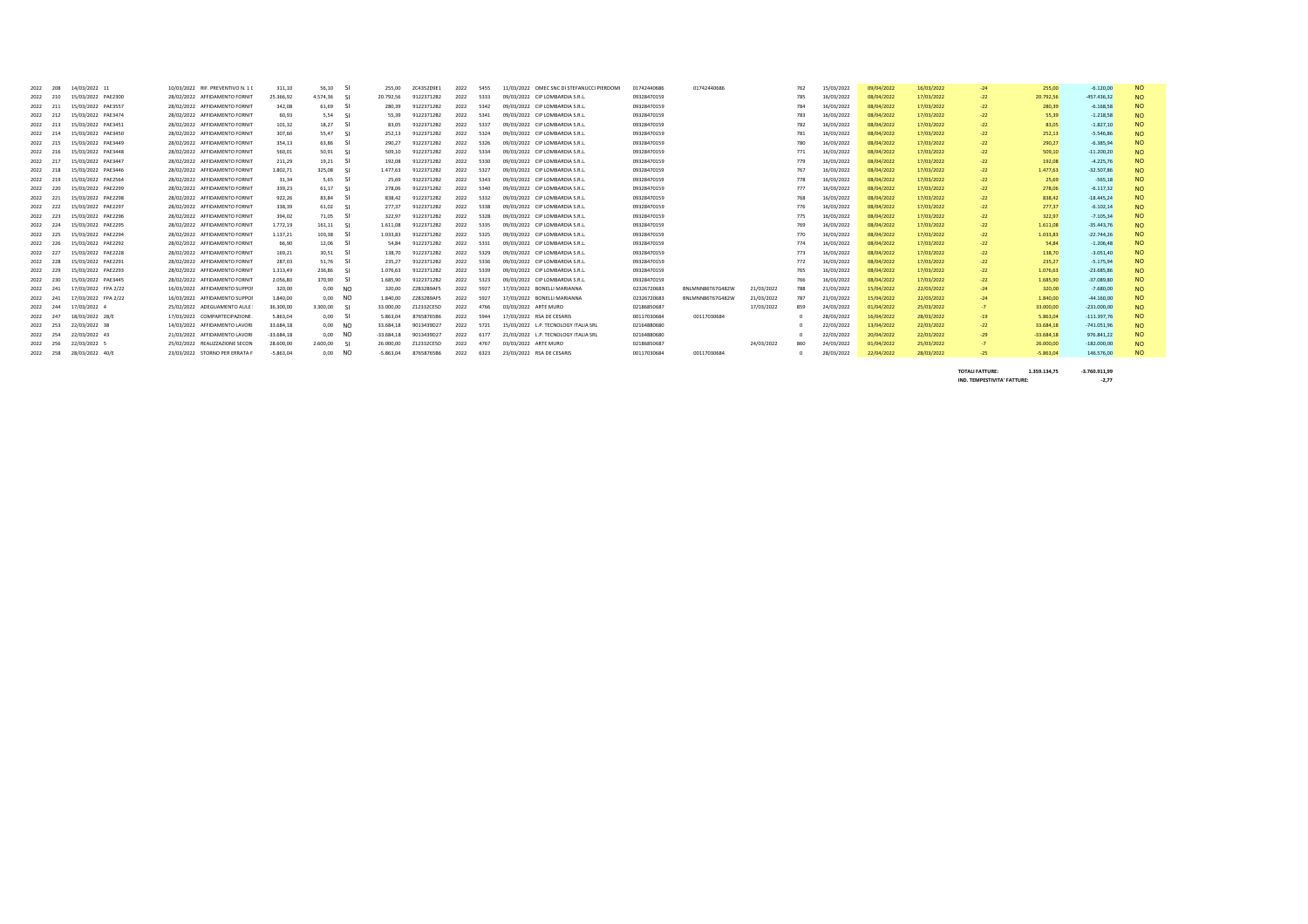| | | | | | | | | | | | | | | | | | | | | | | | | | | |
|---|---|---|---|---|---|---|---|---|---|---|---|---|---|---|---|---|---|---|---|---|---|---|---|---|---|---|
| 2022 | 208 | 14/03/2022 | 11 | 10/03/2022 | RIF. PREVENTIVO N. 1 C | 311,10 | 56,10 | SI | 255,00 | ZC435209E1 | 2022 | 5455 | 11/03/2022 | OMEC SNC DI STEFANUCCI PIERDOMI | 01742440686 | 01742440686 | | 762 | 15/03/2022 | 09/04/2022 | 16/03/2022 | -24 | 255,00 | -6.120,00 | NO |
| 2022 | 210 | 15/03/2022 | PAE2300 | 28/02/2022 | AFFIDAMENTO FORNIT | 25.366,92 | 4.574,36 | SI | 20.792,56 | 9122371282 | 2022 | 5333 | 09/03/2022 | CIP LOMBARDIA S.R.L. | 09328470159 | | | 785 | 16/03/2022 | 08/04/2022 | 17/03/2022 | -22 | 20.792,56 | -457.436,32 | NO |
| 2022 | 211 | 15/03/2022 | PAE3557 | 28/02/2022 | AFFIDAMENTO FORNIT | 342,08 | 61,69 | SI | 280,39 | 9122371282 | 2022 | 5342 | 09/03/2022 | CIP LOMBARDIA S.R.L. | 09328470159 | | | 784 | 16/03/2022 | 08/04/2022 | 17/03/2022 | -22 | 280,39 | -6.168,58 | NO |
| 2022 | 212 | 15/03/2022 | PAE3474 | 28/02/2022 | AFFIDAMENTO FORNIT | 60,93 | 5,54 | SI | 55,39 | 9122371282 | 2022 | 5341 | 09/03/2022 | CIP LOMBARDIA S.R.L. | 09328470159 | | | 783 | 16/03/2022 | 08/04/2022 | 17/03/2022 | -22 | 55,39 | -1.218,58 | NO |
| 2022 | 213 | 15/03/2022 | PAE3451 | 28/02/2022 | AFFIDAMENTO FORNIT | 101,32 | 18,27 | SI | 83,05 | 9122371282 | 2022 | 5337 | 09/03/2022 | CIP LOMBARDIA S.R.L. | 09328470159 | | | 782 | 16/03/2022 | 08/04/2022 | 17/03/2022 | -22 | 83,05 | -1.827,10 | NO |
| 2022 | 214 | 15/03/2022 | PAE3450 | 28/02/2022 | AFFIDAMENTO FORNIT | 307,60 | 55,47 | SI | 252,13 | 9122371282 | 2022 | 5324 | 09/03/2022 | CIP LOMBARDIA S.R.L. | 09328470159 | | | 781 | 16/03/2022 | 08/04/2022 | 17/03/2022 | -22 | 252,13 | -5.546,86 | NO |
| 2022 | 215 | 15/03/2022 | PAE3449 | 28/02/2022 | AFFIDAMENTO FORNIT | 354,13 | 63,86 | SI | 290,27 | 9122371282 | 2022 | 5326 | 09/03/2022 | CIP LOMBARDIA S.R.L. | 09328470159 | | | 780 | 16/03/2022 | 08/04/2022 | 17/03/2022 | -22 | 290,27 | -6.385,94 | NO |
| 2022 | 216 | 15/03/2022 | PAE3448 | 28/02/2022 | AFFIDAMENTO FORNIT | 560,01 | 50,91 | SI | 509,10 | 9122371282 | 2022 | 5334 | 09/03/2022 | CIP LOMBARDIA S.R.L. | 09328470159 | | | 771 | 16/03/2022 | 08/04/2022 | 17/03/2022 | -22 | 509,10 | -11.200,20 | NO |
| 2022 | 217 | 15/03/2022 | PAE3447 | 28/02/2022 | AFFIDAMENTO FORNIT | 211,29 | 19,21 | SI | 192,08 | 9122371282 | 2022 | 5330 | 09/03/2022 | CIP LOMBARDIA S.R.L. | 09328470159 | | | 779 | 16/03/2022 | 08/04/2022 | 17/03/2022 | -22 | 192,08 | -4.225,76 | NO |
| 2022 | 218 | 15/03/2022 | PAE3446 | 28/02/2022 | AFFIDAMENTO FORNIT | 1.802,71 | 325,08 | SI | 1.477,63 | 9122371282 | 2022 | 5327 | 09/03/2022 | CIP LOMBARDIA S.R.L. | 09328470159 | | | 767 | 16/03/2022 | 08/04/2022 | 17/03/2022 | -22 | 1.477,63 | -32.507,86 | NO |
| 2022 | 219 | 15/03/2022 | PAE2564 | 28/02/2022 | AFFIDAMENTO FORNIT | 31,34 | 5,65 | SI | 25,69 | 9122371282 | 2022 | 5343 | 09/03/2022 | CIP LOMBARDIA S.R.L. | 09328470159 | | | 778 | 16/03/2022 | 08/04/2022 | 17/03/2022 | -22 | 25,69 | -565,18 | NO |
| 2022 | 220 | 15/03/2022 | PAE2299 | 28/02/2022 | AFFIDAMENTO FORNIT | 339,23 | 61,17 | SI | 278,06 | 9122371282 | 2022 | 5340 | 09/03/2022 | CIP LOMBARDIA S.R.L. | 09328470159 | | | 777 | 16/03/2022 | 08/04/2022 | 17/03/2022 | -22 | 278,06 | -6.117,32 | NO |
| 2022 | 221 | 15/03/2022 | PAE2298 | 28/02/2022 | AFFIDAMENTO FORNIT | 922,26 | 83,84 | SI | 838,42 | 9122371282 | 2022 | 5332 | 09/03/2022 | CIP LOMBARDIA S.R.L. | 09328470159 | | | 768 | 16/03/2022 | 08/04/2022 | 17/03/2022 | -22 | 838,42 | -18.445,24 | NO |
| 2022 | 222 | 15/03/2022 | PAE2297 | 28/02/2022 | AFFIDAMENTO FORNIT | 338,39 | 61,02 | SI | 277,37 | 9122371282 | 2022 | 5338 | 09/03/2022 | CIP LOMBARDIA S.R.L. | 09328470159 | | | 776 | 16/03/2022 | 08/04/2022 | 17/03/2022 | -22 | 277,37 | -6.102,14 | NO |
| 2022 | 223 | 15/03/2022 | PAE2296 | 28/02/2022 | AFFIDAMENTO FORNIT | 394,02 | 71,05 | SI | 322,97 | 9122371282 | 2022 | 5328 | 09/03/2022 | CIP LOMBARDIA S.R.L. | 09328470159 | | | 775 | 16/03/2022 | 08/04/2022 | 17/03/2022 | -22 | 322,97 | -7.105,34 | NO |
| 2022 | 224 | 15/03/2022 | PAE2295 | 28/02/2022 | AFFIDAMENTO FORNIT | 1.772,19 | 161,11 | SI | 1.611,08 | 9122371282 | 2022 | 5335 | 09/03/2022 | CIP LOMBARDIA S.R.L. | 09328470159 | | | 769 | 16/03/2022 | 08/04/2022 | 17/03/2022 | -22 | 1.611,08 | -35.443,76 | NO |
| 2022 | 225 | 15/03/2022 | PAE2294 | 28/02/2022 | AFFIDAMENTO FORNIT | 1.137,21 | 103,38 | SI | 1.033,83 | 9122371282 | 2022 | 5325 | 09/03/2022 | CIP LOMBARDIA S.R.L. | 09328470159 | | | 770 | 16/03/2022 | 08/04/2022 | 17/03/2022 | -22 | 1.033,83 | -22.744,26 | NO |
| 2022 | 226 | 15/03/2022 | PAE2292 | 28/02/2022 | AFFIDAMENTO FORNIT | 66,90 | 12,06 | SI | 54,84 | 9122371282 | 2022 | 5331 | 09/03/2022 | CIP LOMBARDIA S.R.L. | 09328470159 | | | 774 | 16/03/2022 | 08/04/2022 | 17/03/2022 | -22 | 54,84 | -1.206,48 | NO |
| 2022 | 227 | 15/03/2022 | PAE2228 | 28/02/2022 | AFFIDAMENTO FORNIT | 169,21 | 30,51 | SI | 138,70 | 9122371282 | 2022 | 5329 | 09/03/2022 | CIP LOMBARDIA S.R.L. | 09328470159 | | | 773 | 16/03/2022 | 08/04/2022 | 17/03/2022 | -22 | 138,70 | -3.051,40 | NO |
| 2022 | 228 | 15/03/2022 | PAE2291 | 28/02/2022 | AFFIDAMENTO FORNIT | 287,03 | 51,76 | SI | 235,27 | 9122371282 | 2022 | 5336 | 09/03/2022 | CIP LOMBARDIA S.R.L. | 09328470159 | | | 772 | 16/03/2022 | 08/04/2022 | 17/03/2022 | -22 | 235,27 | -5.175,94 | NO |
| 2022 | 229 | 15/03/2022 | PAE2293 | 28/02/2022 | AFFIDAMENTO FORNIT | 1.313,49 | 236,86 | SI | 1.076,63 | 9122371282 | 2022 | 5339 | 09/03/2022 | CIP LOMBARDIA S.R.L. | 09328470159 | | | 765 | 16/03/2022 | 08/04/2022 | 17/03/2022 | -22 | 1.076,63 | -23.685,86 | NO |
| 2022 | 230 | 15/03/2022 | PAE3445 | 28/02/2022 | AFFIDAMENTO FORNIT | 2.056,80 | 370,90 | SI | 1.685,90 | 9122371282 | 2022 | 5323 | 09/03/2022 | CIP LOMBARDIA S.R.L. | 09328470159 | | | 766 | 16/03/2022 | 08/04/2022 | 17/03/2022 | -22 | 1.685,90 | -37.089,80 | NO |
| 2022 | 241 | 17/03/2022 | FPA 2/22 | 16/03/2022 | AFFIDAMENTO SUPPOI | 320,00 | 0,00 | NO | 320,00 | Z2B3289AF5 | 2022 | 5927 | 17/03/2022 | BONELLI MARIANNA | 02326720683 | BNLMNN86T67G482W | 21/03/2022 | 788 | 21/03/2022 | 15/04/2022 | 22/03/2022 | -24 | 320,00 | -7.680,00 | NO |
| 2022 | 241 | 17/03/2022 | FPA 2/22 | 16/03/2022 | AFFIDAMENTO SUPPOI | 1.840,00 | 0,00 | NO | 1.840,00 | Z2B3289AF5 | 2022 | 5927 | 17/03/2022 | BONELLI MARIANNA | 02326720683 | BNLMNN86T67G482W | 21/03/2022 | 787 | 21/03/2022 | 15/04/2022 | 22/03/2022 | -24 | 1.840,00 | -44.160,00 | NO |
| 2022 | 244 | 17/03/2022 | 4 | 25/02/2022 | ADEGUAMENTO AULE | 36.300,00 | 3.300,00 | SI | 33.000,00 | Z12332CE5D | 2022 | 4766 | 03/03/2022 | ARTE MURO | 02186850687 | | 17/03/2022 | 859 | 24/03/2022 | 01/04/2022 | 25/03/2022 | -7 | 33.000,00 | -231.000,00 | NO |
| 2022 | 247 | 18/03/2022 | 28/E | 17/03/2022 | COMPARTECIPAZIONE | 5.863,04 | 0,00 | SI | 5.863,04 | 8765876586 | 2022 | 5944 | 17/03/2022 | RSA DE CESARIS | 00117030684 | 00117030684 | | 0 | 28/03/2022 | 16/04/2022 | 28/03/2022 | -19 | 5.863,04 | -111.397,76 | NO |
| 2022 | 253 | 22/03/2022 | 38 | 14/03/2022 | AFFIDAMENTO LAVORI | 33.684,18 | 0,00 | NO | 33.684,18 | 9013439D27 | 2022 | 5721 | 15/03/2022 | L.P. TECNOLOGY ITALIA SRL | 02164880680 | | | 0 | 22/03/2022 | 13/04/2022 | 22/03/2022 | -22 | 33.684,18 | -741.051,96 | NO |
| 2022 | 254 | 22/03/2022 | 43 | 21/03/2022 | AFFIDAMENTO LAVORI | -33.684,18 | 0,00 | NO | -33.684,18 | 9013439D27 | 2022 | 6177 | 21/03/2022 | L.P. TECNOLOGY ITALIA SRL | 02164880680 | | | 0 | 22/03/2022 | 20/04/2022 | 22/03/2022 | -29 | -33.684,18 | 976.841,22 | NO |
| 2022 | 256 | 22/03/2022 | 5 | 25/02/2022 | REALIZZAZIONE SECON | 28.600,00 | 2.600,00 | SI | 26.000,00 | Z12332CE5D | 2022 | 4767 | 03/03/2022 | ARTE MURO | 02186850687 | | 24/03/2022 | 860 | 24/03/2022 | 01/04/2022 | 25/03/2022 | -7 | 26.000,00 | -182.000,00 | NO |
| 2022 | 258 | 28/03/2022 | 40/E | 23/03/2022 | STORNO PER ERRATA F | -5.863,04 | 0,00 | NO | -5.863,04 | 8765876586 | 2022 | 6323 | 23/03/2022 | RSA DE CESARIS | 00117030684 | 00117030684 | | 0 | 28/03/2022 | 22/04/2022 | 28/03/2022 | -25 | -5.863,04 | 146.576,00 | NO |

**TOTALI FATTURE:** 1.359.134,75 -3.760.911,99

**IND. TEMPESTIVITA' FATTURE:** -2,77